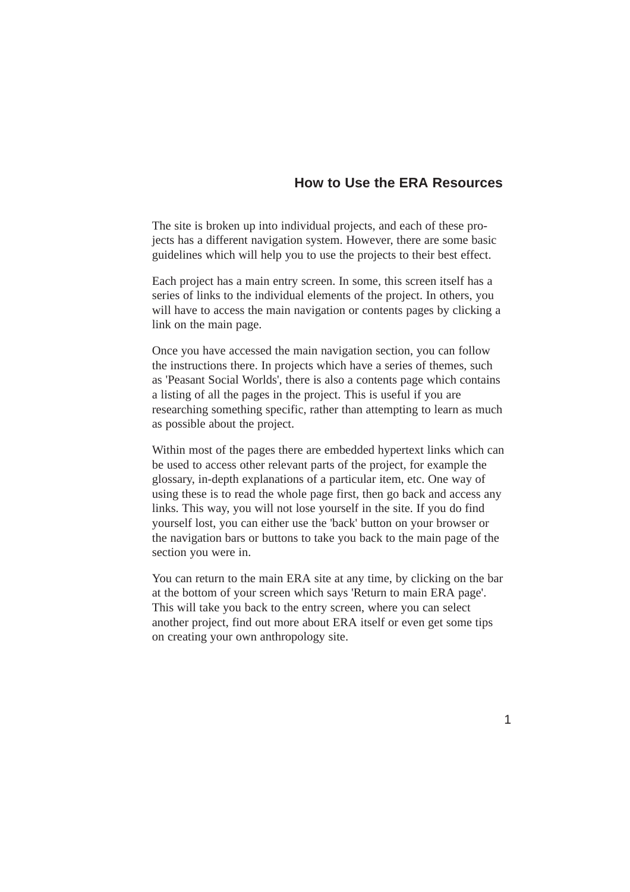## How to Use the ERA Resources

The site is broken up into individual projects, and each of these projects has a different navigation system. However, there are some basic guidelines which will help you to use the projects to their best effect.

Each project has a main entry screen. In some, this screen itself has a series of links to the individual elements of the project. In others, you will have to access the main navigation or contents pages by clicking a link on the main page.

Once you have accessed the main navigation section, you can follow the instructions there. In projects which have a series of themes, such as 'Peasant Social Worlds', there is also a contents page which contains a listing of all the pages in the project. This is useful if you are researching something specific, rather than attempting to learn as much as possible about the project.

Within most of the pages there are embedded hypertext links which can be used to access other relevant parts of the project, for example the glossary, in-depth explanations of a particular item, etc. One way of using these is to read the whole page first, then go back and access any links. This way, you will not lose yourself in the site. If you do find yourself lost, you can either use the 'back' button on your browser or the navigation bars or buttons to take you back to the main page of the section you were in.

You can return to the main ERA site at any time, by clicking on the bar at the bottom of your screen which says 'Return to main ERA page'. This will take you back to the entry screen, where you can select another project, find out more about ERA itself or even get some tips on creating your own anthropology site.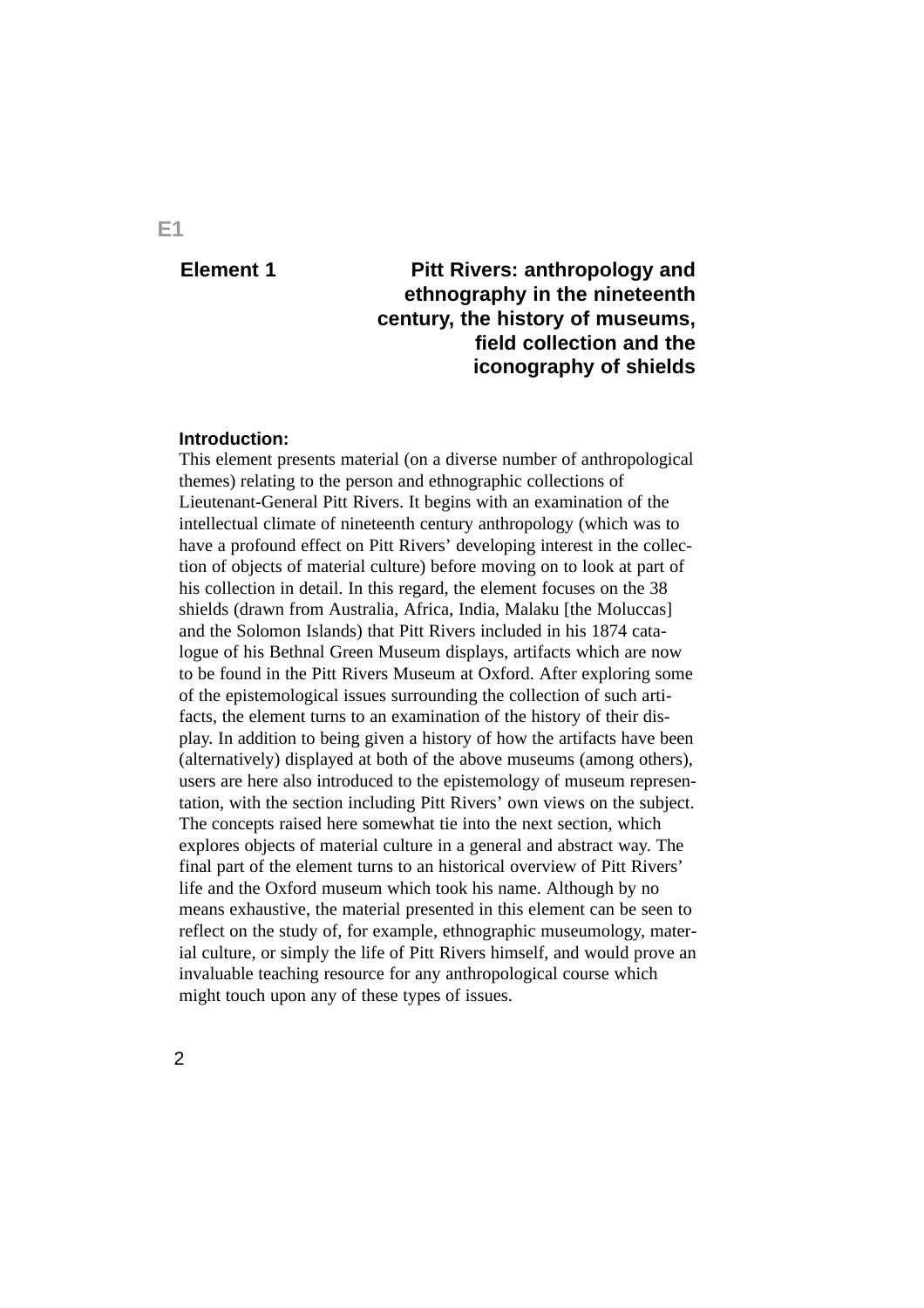E1

# Element 1 Pitt Rivers: anthropology and ethnography in the nineteenth century, the history of museums, field collection and the iconography of shields

**Introduction:**

This element presents material (on a diverse number of anthropological themes) relating to the person and ethnographic collections of Lieutenant-General Pitt Rivers. It begins with an examination of the intellectual climate of nineteenth century anthropology (which was to have a profound effect on Pitt Rivers' developing interest in the collection of objects of material culture) before moving on to look at part of his collection in detail. In this regard, the element focuses on the 38 shields (drawn from Australia, Africa, India, Malaku [the Moluccas] and the Solomon Islands) that Pitt Rivers included in his 1874 catalogue of his Bethnal Green Museum displays, artifacts which are now to be found in the Pitt Rivers Museum at Oxford. After exploring some of the epistemological issues surrounding the collection of such artifacts, the element turns to an examination of the history of their display. In addition to being given a history of how the artifacts have been (alternatively) displayed at both of the above museums (among others), users are here also introduced to the epistemology of museum representation, with the section including Pitt Rivers' own views on the subject. The concepts raised here somewhat tie into the next section, which explores objects of material culture in a general and abstract way. The final part of the element turns to an historical overview of Pitt Rivers' life and the Oxford museum which took his name. Although by no means exhaustive, the material presented in this element can be seen to reflect on the study of, for example, ethnographic museumology, material culture, or simply the life of Pitt Rivers himself, and would prove an invaluable teaching resource for any anthropological course which might touch upon any of these types of issues.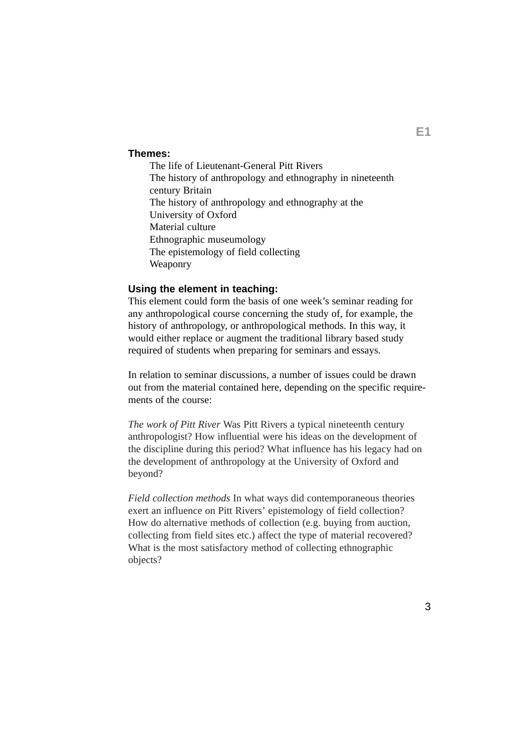**E1**

**Themes:**

The life of Lieutenant-General Pitt Rivers
The history of anthropology and ethnography in nineteenth century Britain
The history of anthropology and ethnography at the University of Oxford
Material culture
Ethnographic museumology
The epistemology of field collecting
Weaponry

**Using the element in teaching:**

This element could form the basis of one week's seminar reading for any anthropological course concerning the study of, for example, the history of anthropology, or anthropological methods. In this way, it would either replace or augment the traditional library based study required of students when preparing for seminars and essays.

In relation to seminar discussions, a number of issues could be drawn out from the material contained here, depending on the specific requirements of the course:

*The work of Pitt River* Was Pitt Rivers a typical nineteenth century anthropologist? How influential were his ideas on the development of the discipline during this period? What influence has his legacy had on the development of anthropology at the University of Oxford and beyond?

*Field collection methods* In what ways did contemporaneous theories exert an influence on Pitt Rivers' epistemology of field collection? How do alternative methods of collection (e.g. buying from auction, collecting from field sites etc.) affect the type of material recovered? What is the most satisfactory method of collecting ethnographic objects?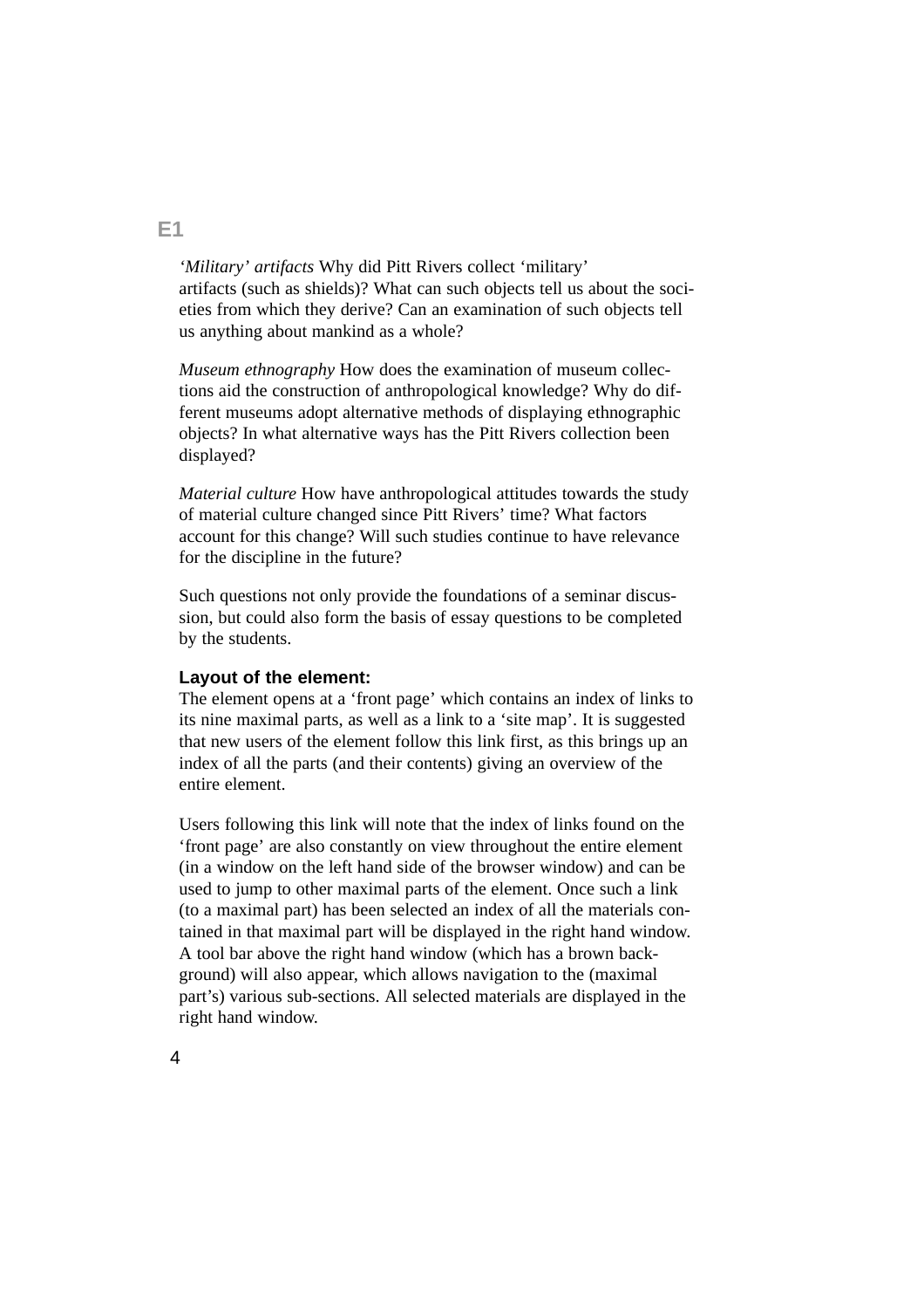*'Military' artifacts* Why did Pitt Rivers collect 'military' artifacts (such as shields)? What can such objects tell us about the societies from which they derive? Can an examination of such objects tell us anything about mankind as a whole?

*Museum ethnography* How does the examination of museum collections aid the construction of anthropological knowledge? Why do different museums adopt alternative methods of displaying ethnographic objects? In what alternative ways has the Pitt Rivers collection been displayed?

*Material culture* How have anthropological attitudes towards the study of material culture changed since Pitt Rivers' time? What factors account for this change? Will such studies continue to have relevance for the discipline in the future?

Such questions not only provide the foundations of a seminar discussion, but could also form the basis of essay questions to be completed by the students.

**Layout of the element:**

The element opens at a 'front page' which contains an index of links to its nine maximal parts, as well as a link to a 'site map'. It is suggested that new users of the element follow this link first, as this brings up an index of all the parts (and their contents) giving an overview of the entire element.

Users following this link will note that the index of links found on the 'front page' are also constantly on view throughout the entire element (in a window on the left hand side of the browser window) and can be used to jump to other maximal parts of the element. Once such a link (to a maximal part) has been selected an index of all the materials contained in that maximal part will be displayed in the right hand window. A tool bar above the right hand window (which has a brown background) will also appear, which allows navigation to the (maximal part's) various sub-sections. All selected materials are displayed in the right hand window.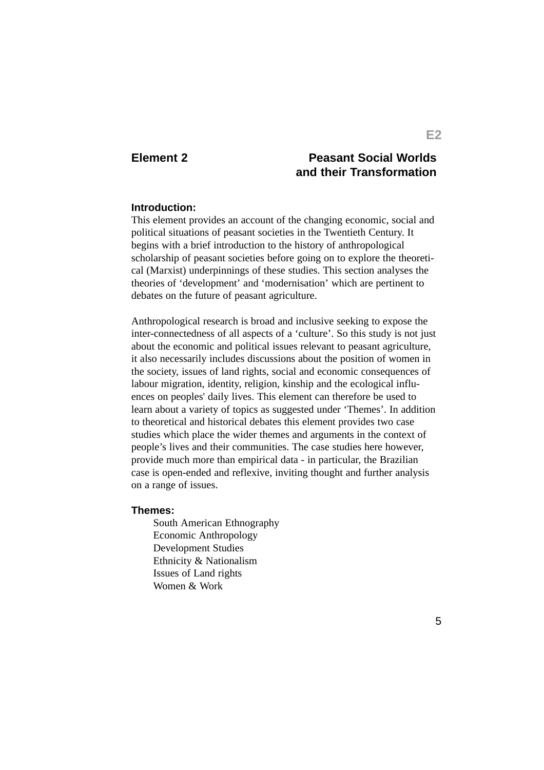# Element 2 — Peasant Social Worlds and their Transformation

**Introduction:**

This element provides an account of the changing economic, social and political situations of peasant societies in the Twentieth Century. It begins with a brief introduction to the history of anthropological scholarship of peasant societies before going on to explore the theoretical (Marxist) underpinnings of these studies. This section analyses the theories of 'development' and 'modernisation' which are pertinent to debates on the future of peasant agriculture.

Anthropological research is broad and inclusive seeking to expose the inter-connectedness of all aspects of a 'culture'. So this study is not just about the economic and political issues relevant to peasant agriculture, it also necessarily includes discussions about the position of women in the society, issues of land rights, social and economic consequences of labour migration, identity, religion, kinship and the ecological influences on peoples' daily lives. This element can therefore be used to learn about a variety of topics as suggested under 'Themes'. In addition to theoretical and historical debates this element provides two case studies which place the wider themes and arguments in the context of people's lives and their communities. The case studies here however, provide much more than empirical data - in particular, the Brazilian case is open-ended and reflexive, inviting thought and further analysis on a range of issues.

**Themes:**

- South American Ethnography
- Economic Anthropology
- Development Studies
- Ethnicity & Nationalism
- Issues of Land rights
- Women & Work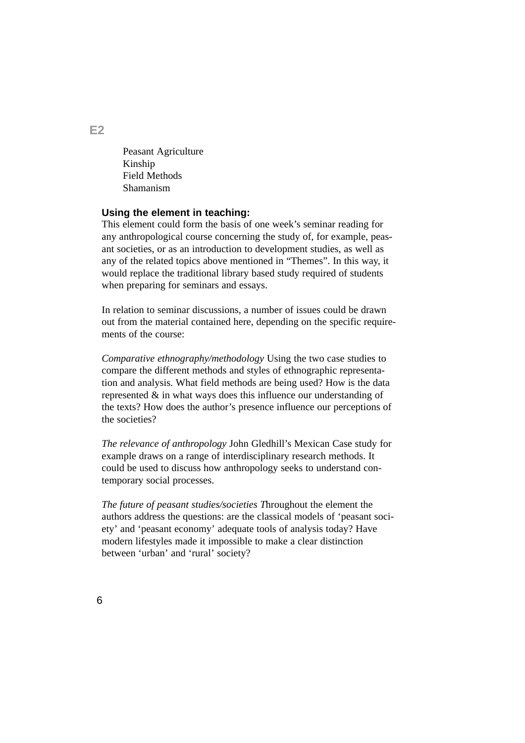Peasant Agriculture
Kinship
Field Methods
Shamanism

### Using the element in teaching:

This element could form the basis of one week's seminar reading for any anthropological course concerning the study of, for example, peasant societies, or as an introduction to development studies, as well as any of the related topics above mentioned in "Themes". In this way, it would replace the traditional library based study required of students when preparing for seminars and essays.

In relation to seminar discussions, a number of issues could be drawn out from the material contained here, depending on the specific requirements of the course:

*Comparative ethnography/methodology* Using the two case studies to compare the different methods and styles of ethnographic representation and analysis. What field methods are being used? How is the data represented & in what ways does this influence our understanding of the texts? How does the author's presence influence our perceptions of the societies?

*The relevance of anthropology* John Gledhill's Mexican Case study for example draws on a range of interdisciplinary research methods. It could be used to discuss how anthropology seeks to understand contemporary social processes.

*The future of peasant studies/societies T*hroughout the element the authors address the questions: are the classical models of 'peasant society' and 'peasant economy' adequate tools of analysis today? Have modern lifestyles made it impossible to make a clear distinction between 'urban' and 'rural' society?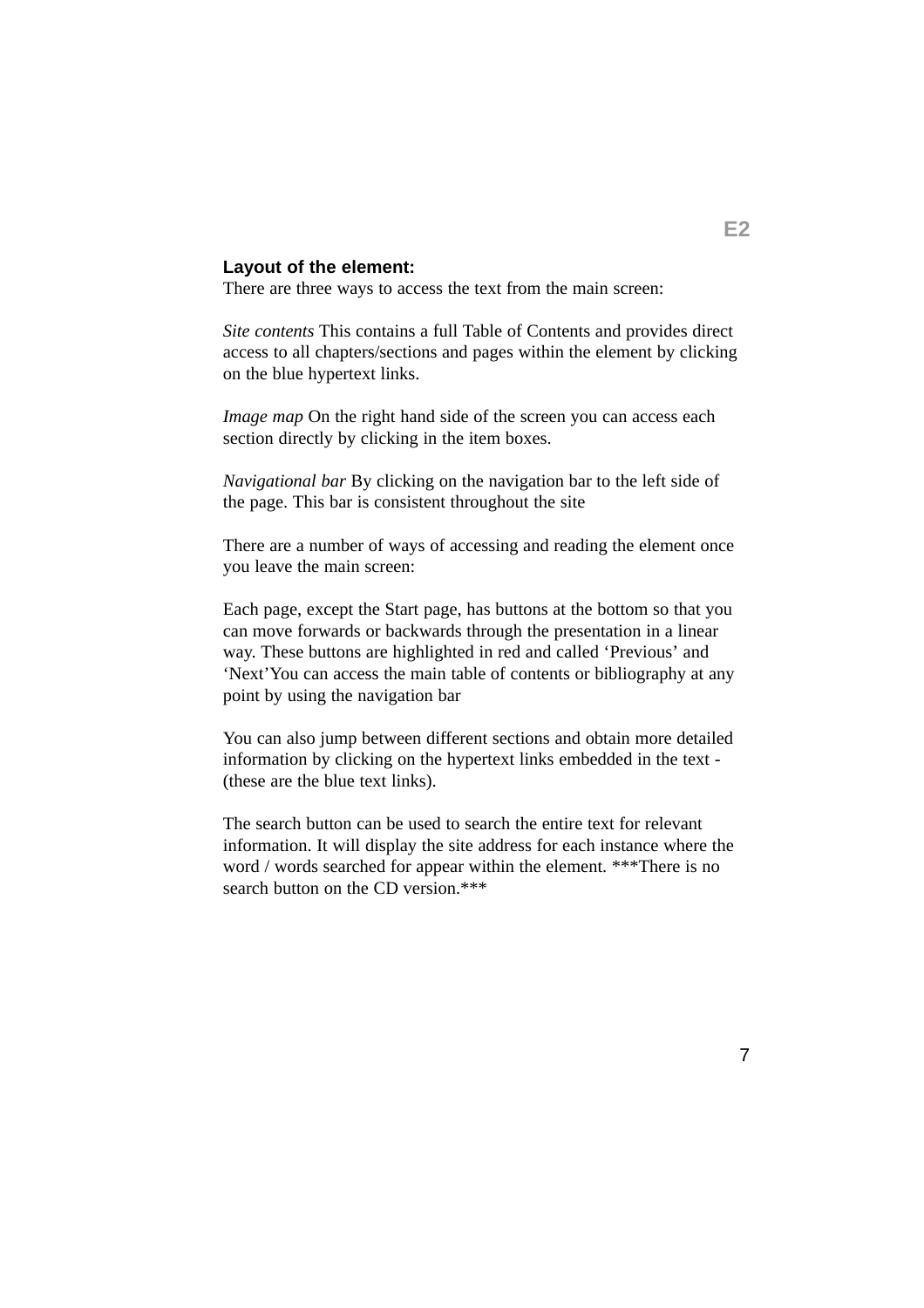**Layout of the element:**

There are three ways to access the text from the main screen:

*Site contents* This contains a full Table of Contents and provides direct access to all chapters/sections and pages within the element by clicking on the blue hypertext links.

*Image map* On the right hand side of the screen you can access each section directly by clicking in the item boxes.

*Navigational bar* By clicking on the navigation bar to the left side of the page. This bar is consistent throughout the site

There are a number of ways of accessing and reading the element once you leave the main screen:

Each page, except the Start page, has buttons at the bottom so that you can move forwards or backwards through the presentation in a linear way. These buttons are highlighted in red and called 'Previous' and 'Next'You can access the main table of contents or bibliography at any point by using the navigation bar

You can also jump between different sections and obtain more detailed information by clicking on the hypertext links embedded in the text - (these are the blue text links).

The search button can be used to search the entire text for relevant information. It will display the site address for each instance where the word / words searched for appear within the element. ***There is no search button on the CD version.***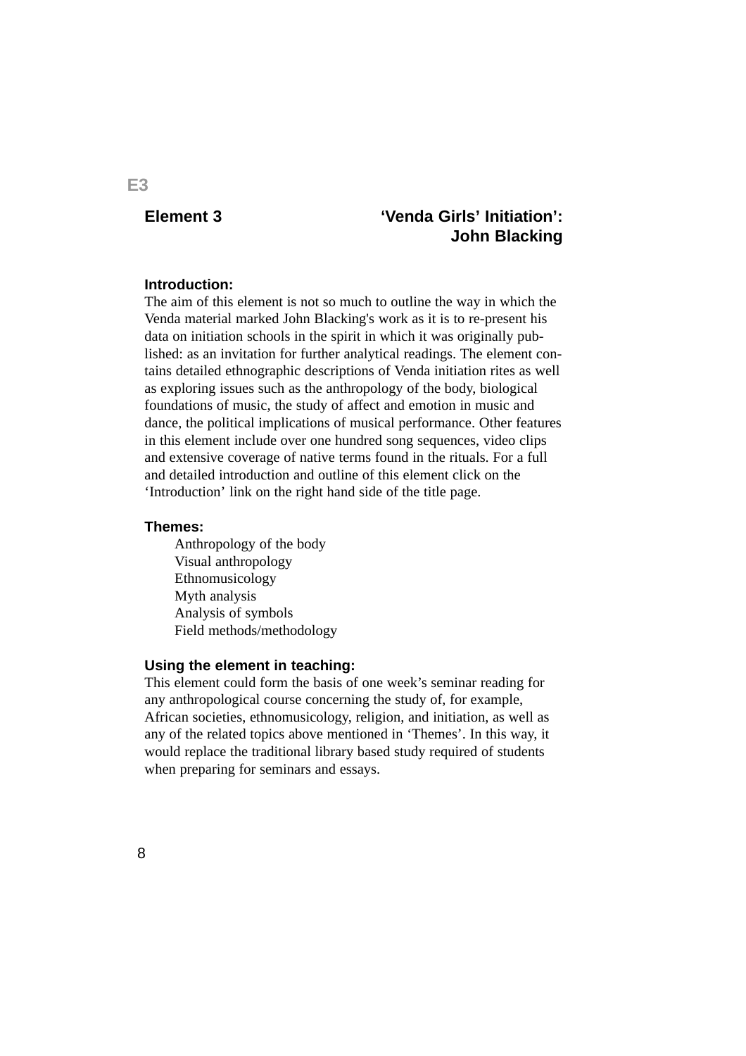E3

## Element 3 — 'Venda Girls' Initiation': John Blacking

**Introduction:**

The aim of this element is not so much to outline the way in which the Venda material marked John Blacking's work as it is to re-present his data on initiation schools in the spirit in which it was originally published: as an invitation for further analytical readings. The element contains detailed ethnographic descriptions of Venda initiation rites as well as exploring issues such as the anthropology of the body, biological foundations of music, the study of affect and emotion in music and dance, the political implications of musical performance. Other features in this element include over one hundred song sequences, video clips and extensive coverage of native terms found in the rituals. For a full and detailed introduction and outline of this element click on the 'Introduction' link on the right hand side of the title page.

**Themes:**

- Anthropology of the body
- Visual anthropology
- Ethnomusicology
- Myth analysis
- Analysis of symbols
- Field methods/methodology

**Using the element in teaching:**

This element could form the basis of one week's seminar reading for any anthropological course concerning the study of, for example, African societies, ethnomusicology, religion, and initiation, as well as any of the related topics above mentioned in 'Themes'. In this way, it would replace the traditional library based study required of students when preparing for seminars and essays.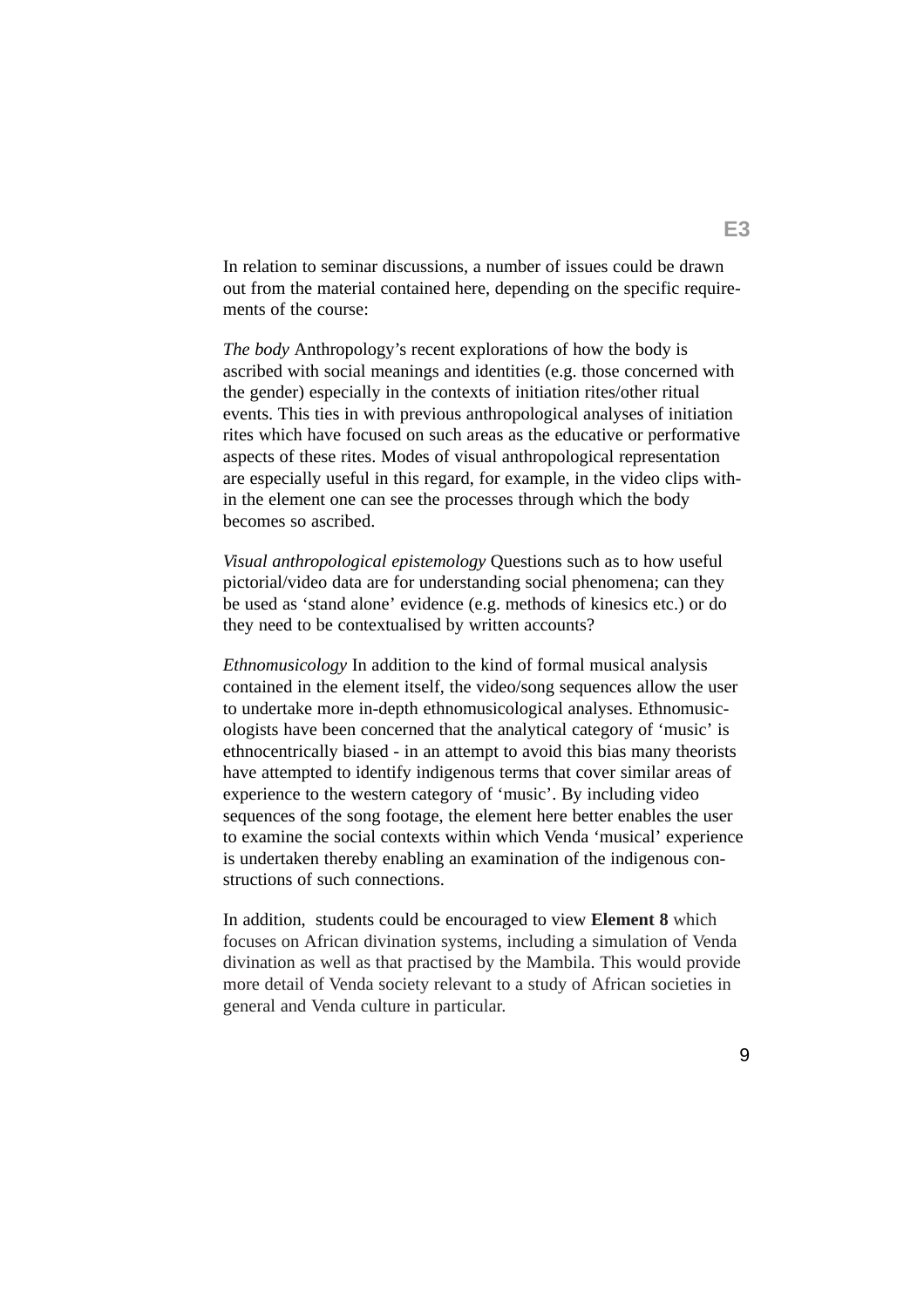In relation to seminar discussions, a number of issues could be drawn out from the material contained here, depending on the specific requirements of the course:

*The body* Anthropology's recent explorations of how the body is ascribed with social meanings and identities (e.g. those concerned with the gender) especially in the contexts of initiation rites/other ritual events. This ties in with previous anthropological analyses of initiation rites which have focused on such areas as the educative or performative aspects of these rites. Modes of visual anthropological representation are especially useful in this regard, for example, in the video clips within the element one can see the processes through which the body becomes so ascribed.

*Visual anthropological epistemology* Questions such as to how useful pictorial/video data are for understanding social phenomena; can they be used as 'stand alone' evidence (e.g. methods of kinesics etc.) or do they need to be contextualised by written accounts?

*Ethnomusicology* In addition to the kind of formal musical analysis contained in the element itself, the video/song sequences allow the user to undertake more in-depth ethnomusicological analyses. Ethnomusicologists have been concerned that the analytical category of 'music' is ethnocentrically biased - in an attempt to avoid this bias many theorists have attempted to identify indigenous terms that cover similar areas of experience to the western category of 'music'. By including video sequences of the song footage, the element here better enables the user to examine the social contexts within which Venda 'musical' experience is undertaken thereby enabling an examination of the indigenous constructions of such connections.

In addition, students could be encouraged to view **Element 8** which focuses on African divination systems, including a simulation of Venda divination as well as that practised by the Mambila. This would provide more detail of Venda society relevant to a study of African societies in general and Venda culture in particular.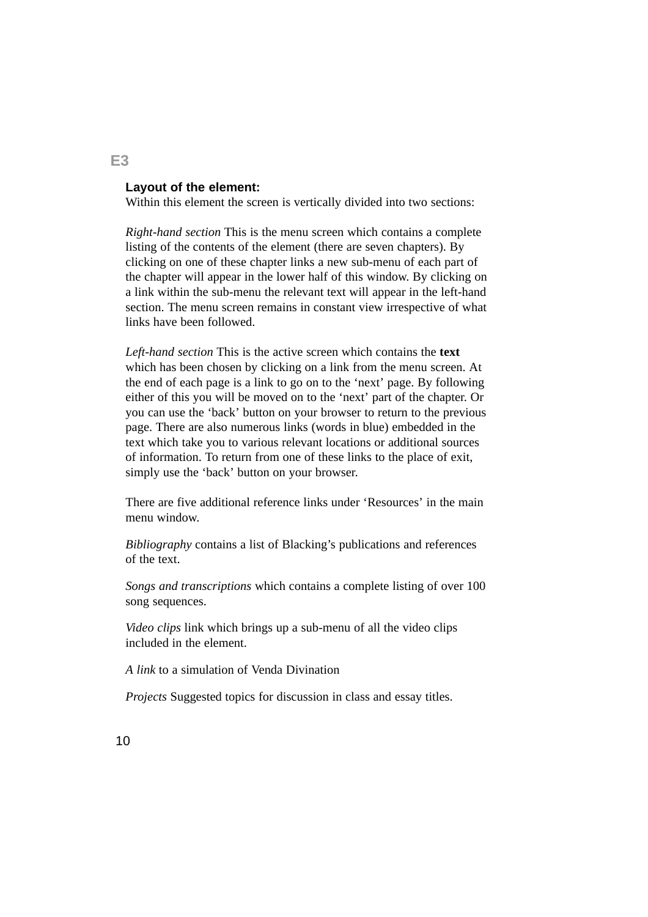**E3**

**Layout of the element:**
Within this element the screen is vertically divided into two sections:

*Right-hand section* This is the menu screen which contains a complete listing of the contents of the element (there are seven chapters). By clicking on one of these chapter links a new sub-menu of each part of the chapter will appear in the lower half of this window. By clicking on a link within the sub-menu the relevant text will appear in the left-hand section. The menu screen remains in constant view irrespective of what links have been followed.

*Left-hand section* This is the active screen which contains the **text** which has been chosen by clicking on a link from the menu screen. At the end of each page is a link to go on to the 'next' page. By following either of this you will be moved on to the 'next' part of the chapter. Or you can use the 'back' button on your browser to return to the previous page. There are also numerous links (words in blue) embedded in the text which take you to various relevant locations or additional sources of information. To return from one of these links to the place of exit, simply use the 'back' button on your browser.

There are five additional reference links under 'Resources' in the main menu window.

*Bibliography* contains a list of Blacking's publications and references of the text.

*Songs and transcriptions* which contains a complete listing of over 100 song sequences.

*Video clips* link which brings up a sub-menu of all the video clips included in the element.

*A link* to a simulation of Venda Divination

*Projects* Suggested topics for discussion in class and essay titles.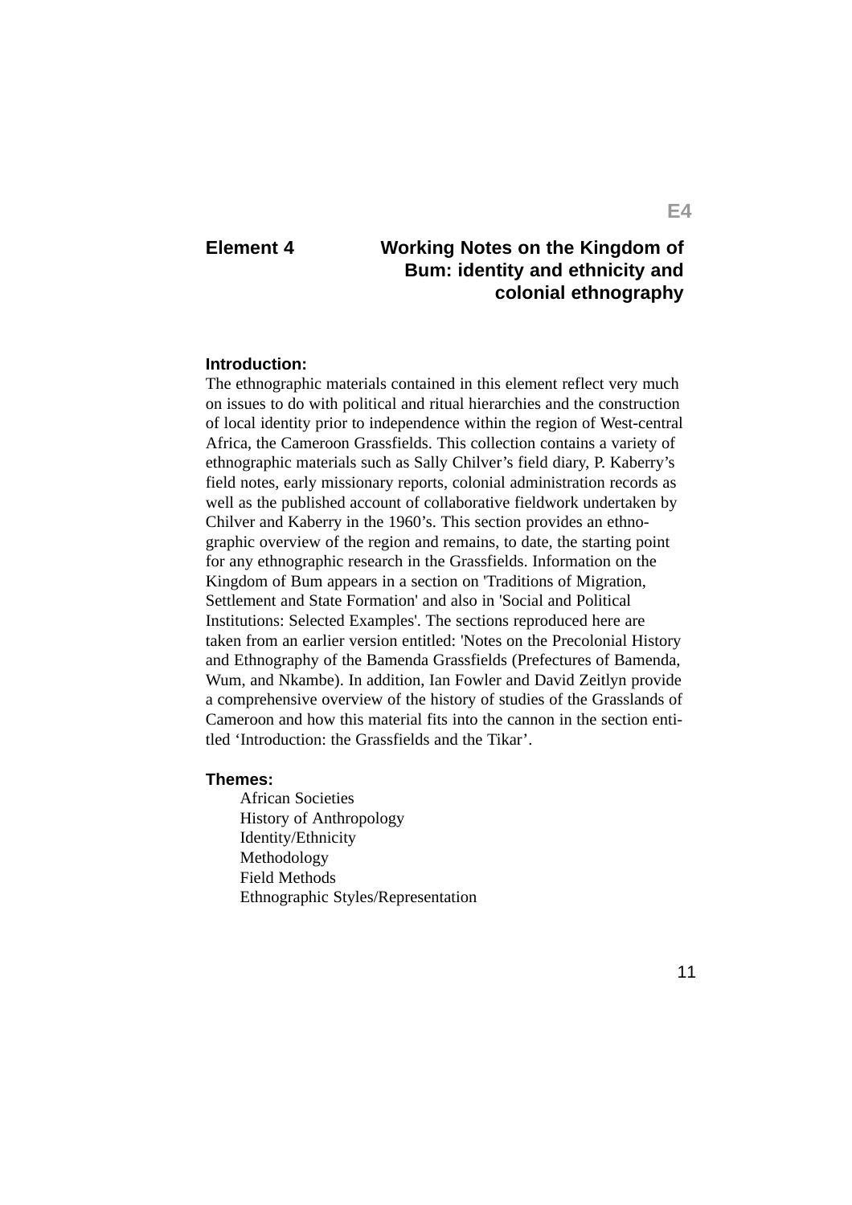# Element 4 — Working Notes on the Kingdom of Bum: identity and ethnicity and colonial ethnography

**Introduction:**

The ethnographic materials contained in this element reflect very much on issues to do with political and ritual hierarchies and the construction of local identity prior to independence within the region of West-central Africa, the Cameroon Grassfields. This collection contains a variety of ethnographic materials such as Sally Chilver's field diary, P. Kaberry's field notes, early missionary reports, colonial administration records as well as the published account of collaborative fieldwork undertaken by Chilver and Kaberry in the 1960's. This section provides an ethnographic overview of the region and remains, to date, the starting point for any ethnographic research in the Grassfields. Information on the Kingdom of Bum appears in a section on 'Traditions of Migration, Settlement and State Formation' and also in 'Social and Political Institutions: Selected Examples'. The sections reproduced here are taken from an earlier version entitled: 'Notes on the Precolonial History and Ethnography of the Bamenda Grassfields (Prefectures of Bamenda, Wum, and Nkambe). In addition, Ian Fowler and David Zeitlyn provide a comprehensive overview of the history of studies of the Grasslands of Cameroon and how this material fits into the cannon in the section entitled 'Introduction: the Grassfields and the Tikar'.

**Themes:**

- African Societies
- History of Anthropology
- Identity/Ethnicity
- Methodology
- Field Methods
- Ethnographic Styles/Representation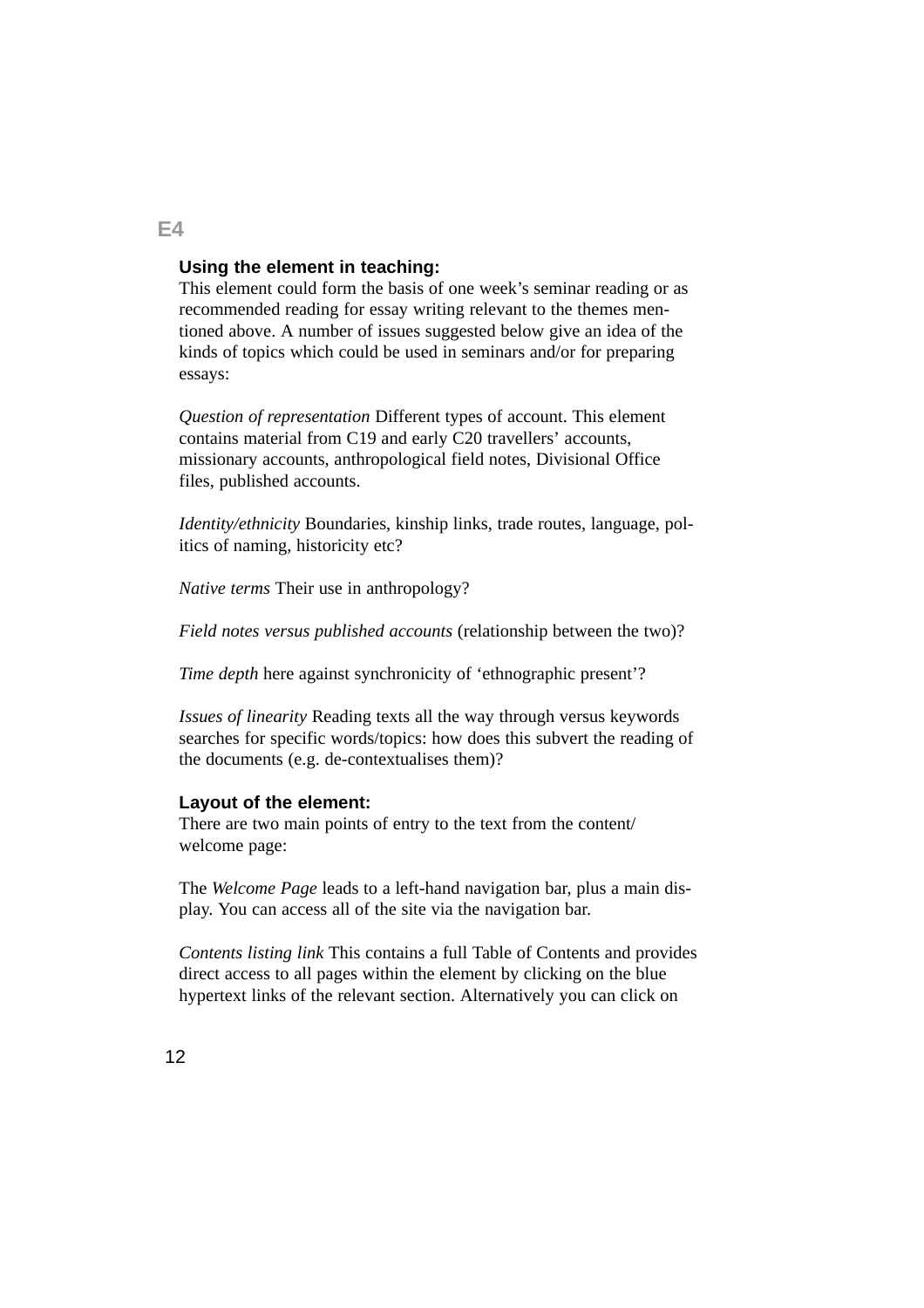## E4

### Using the element in teaching:

This element could form the basis of one week's seminar reading or as recommended reading for essay writing relevant to the themes mentioned above. A number of issues suggested below give an idea of the kinds of topics which could be used in seminars and/or for preparing essays:

*Question of representation* Different types of account. This element contains material from C19 and early C20 travellers' accounts, missionary accounts, anthropological field notes, Divisional Office files, published accounts.

*Identity/ethnicity* Boundaries, kinship links, trade routes, language, politics of naming, historicity etc?

*Native terms* Their use in anthropology?

*Field notes versus published accounts* (relationship between the two)?

*Time depth* here against synchronicity of 'ethnographic present'?

*Issues of linearity* Reading texts all the way through versus keywords searches for specific words/topics: how does this subvert the reading of the documents (e.g. de-contextualises them)?

### Layout of the element:

There are two main points of entry to the text from the content/ welcome page:

The *Welcome Page* leads to a left-hand navigation bar, plus a main display. You can access all of the site via the navigation bar.

*Contents listing link* This contains a full Table of Contents and provides direct access to all pages within the element by clicking on the blue hypertext links of the relevant section. Alternatively you can click on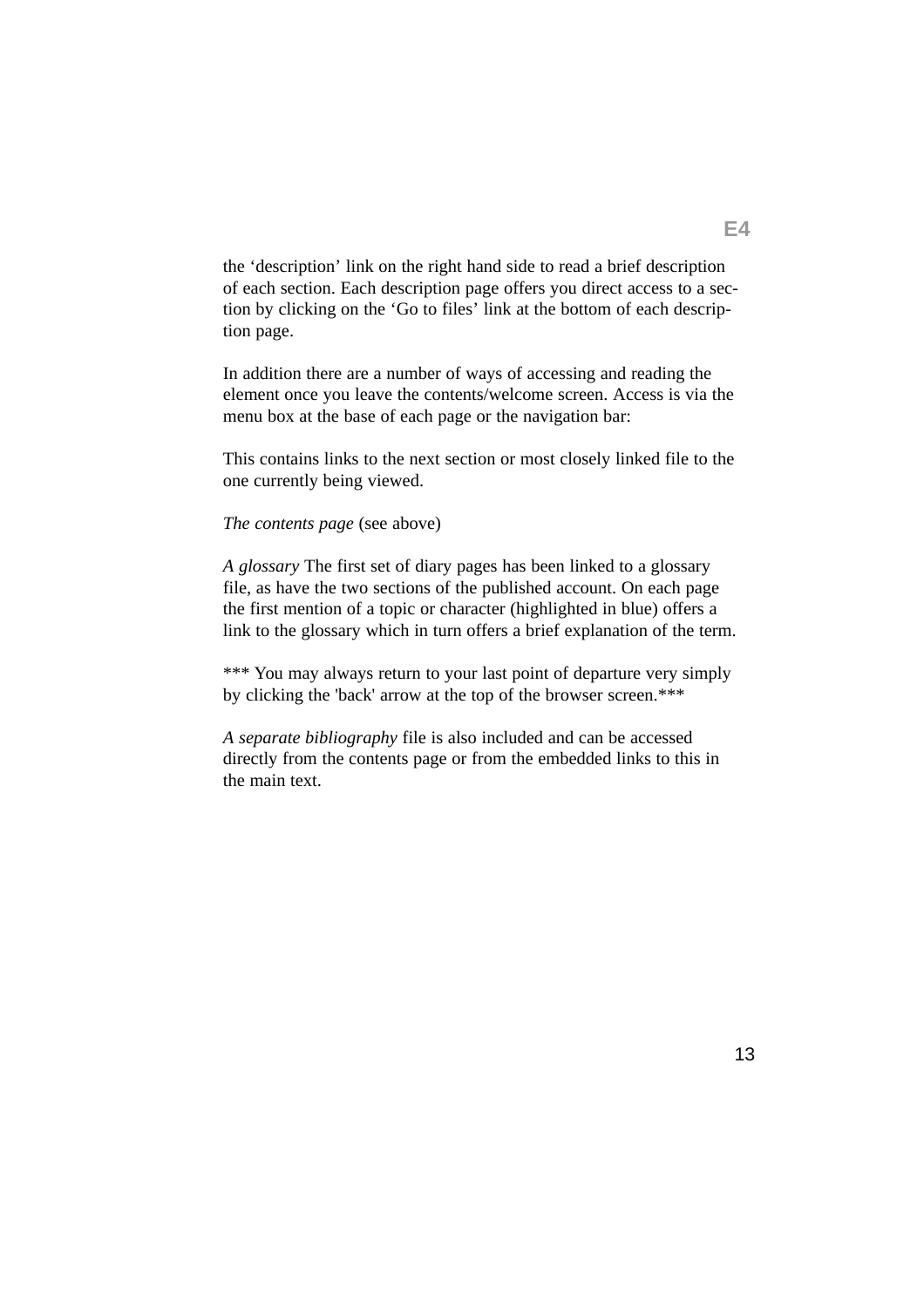the 'description' link on the right hand side to read a brief description of each section. Each description page offers you direct access to a section by clicking on the 'Go to files' link at the bottom of each description page.

In addition there are a number of ways of accessing and reading the element once you leave the contents/welcome screen. Access is via the menu box at the base of each page or the navigation bar:

This contains links to the next section or most closely linked file to the one currently being viewed.

*The contents page* (see above)

*A glossary* The first set of diary pages has been linked to a glossary file, as have the two sections of the published account. On each page the first mention of a topic or character (highlighted in blue) offers a link to the glossary which in turn offers a brief explanation of the term.

*** You may always return to your last point of departure very simply by clicking the 'back' arrow at the top of the browser screen.***

*A separate bibliography* file is also included and can be accessed directly from the contents page or from the embedded links to this in the main text.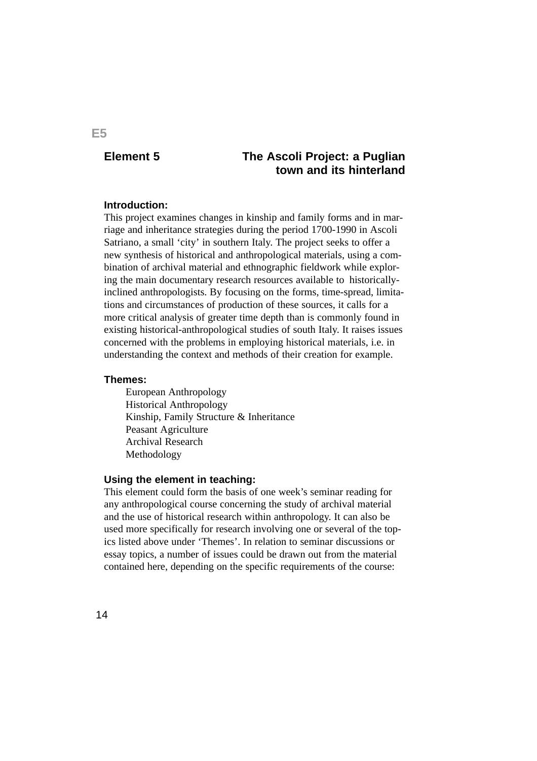E5

## Element 5 — The Ascoli Project: a Puglian town and its hinterland

**Introduction:**

This project examines changes in kinship and family forms and in marriage and inheritance strategies during the period 1700-1990 in Ascoli Satriano, a small 'city' in southern Italy. The project seeks to offer a new synthesis of historical and anthropological materials, using a combination of archival material and ethnographic fieldwork while exploring the main documentary research resources available to historically-inclined anthropologists. By focusing on the forms, time-spread, limitations and circumstances of production of these sources, it calls for a more critical analysis of greater time depth than is commonly found in existing historical-anthropological studies of south Italy. It raises issues concerned with the problems in employing historical materials, i.e. in understanding the context and methods of their creation for example.

**Themes:**

- European Anthropology
- Historical Anthropology
- Kinship, Family Structure & Inheritance
- Peasant Agriculture
- Archival Research
- Methodology

**Using the element in teaching:**

This element could form the basis of one week's seminar reading for any anthropological course concerning the study of archival material and the use of historical research within anthropology. It can also be used more specifically for research involving one or several of the topics listed above under 'Themes'. In relation to seminar discussions or essay topics, a number of issues could be drawn out from the material contained here, depending on the specific requirements of the course: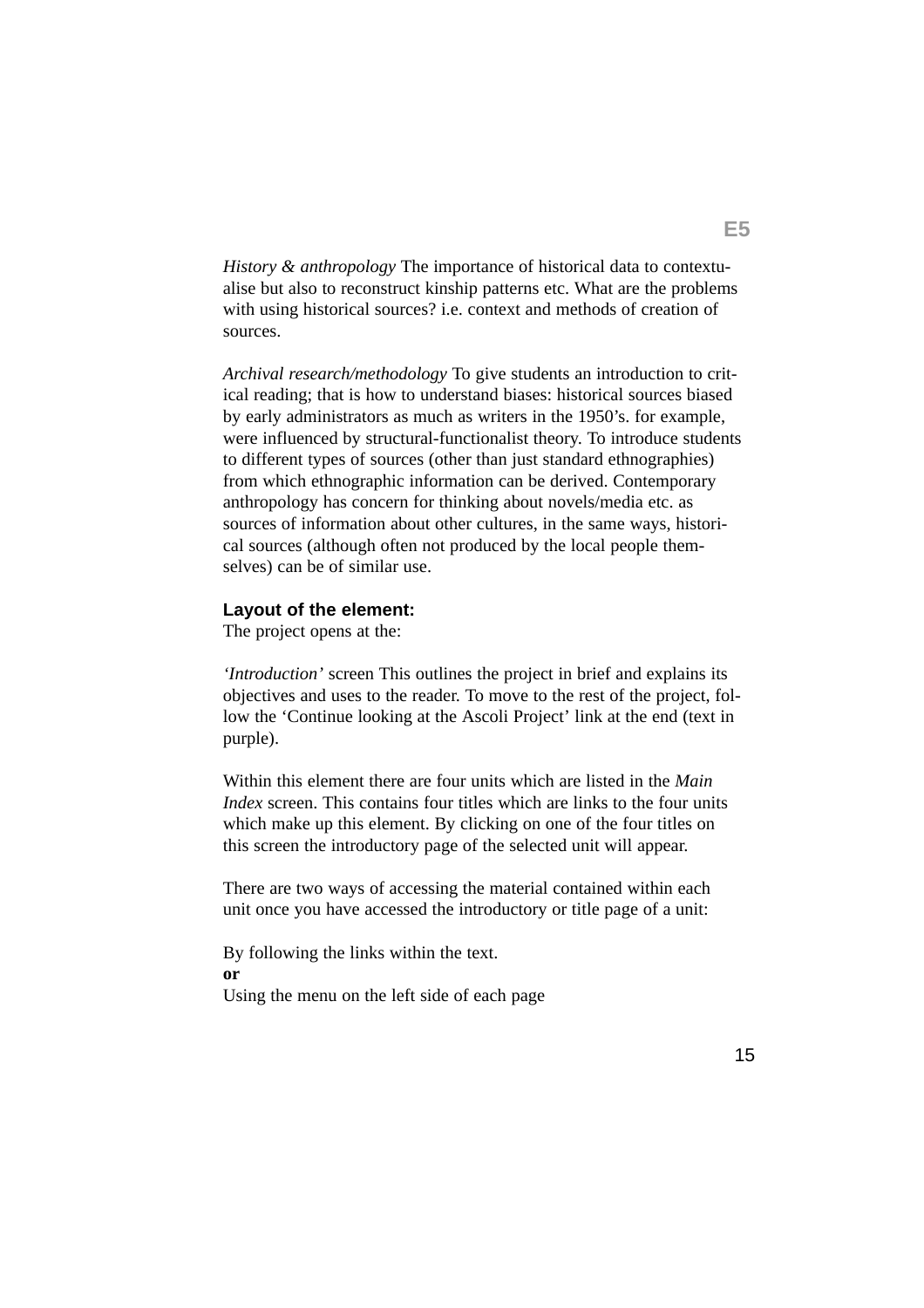*History & anthropology* The importance of historical data to contextualise but also to reconstruct kinship patterns etc. What are the problems with using historical sources? i.e. context and methods of creation of sources.

*Archival research/methodology* To give students an introduction to critical reading; that is how to understand biases: historical sources biased by early administrators as much as writers in the 1950's. for example, were influenced by structural-functionalist theory. To introduce students to different types of sources (other than just standard ethnographies) from which ethnographic information can be derived. Contemporary anthropology has concern for thinking about novels/media etc. as sources of information about other cultures, in the same ways, historical sources (although often not produced by the local people themselves) can be of similar use.

**Layout of the element:**

The project opens at the:

*'Introduction'* screen This outlines the project in brief and explains its objectives and uses to the reader. To move to the rest of the project, follow the 'Continue looking at the Ascoli Project' link at the end (text in purple).

Within this element there are four units which are listed in the *Main Index* screen. This contains four titles which are links to the four units which make up this element. By clicking on one of the four titles on this screen the introductory page of the selected unit will appear.

There are two ways of accessing the material contained within each unit once you have accessed the introductory or title page of a unit:

By following the links within the text.

**or**

Using the menu on the left side of each page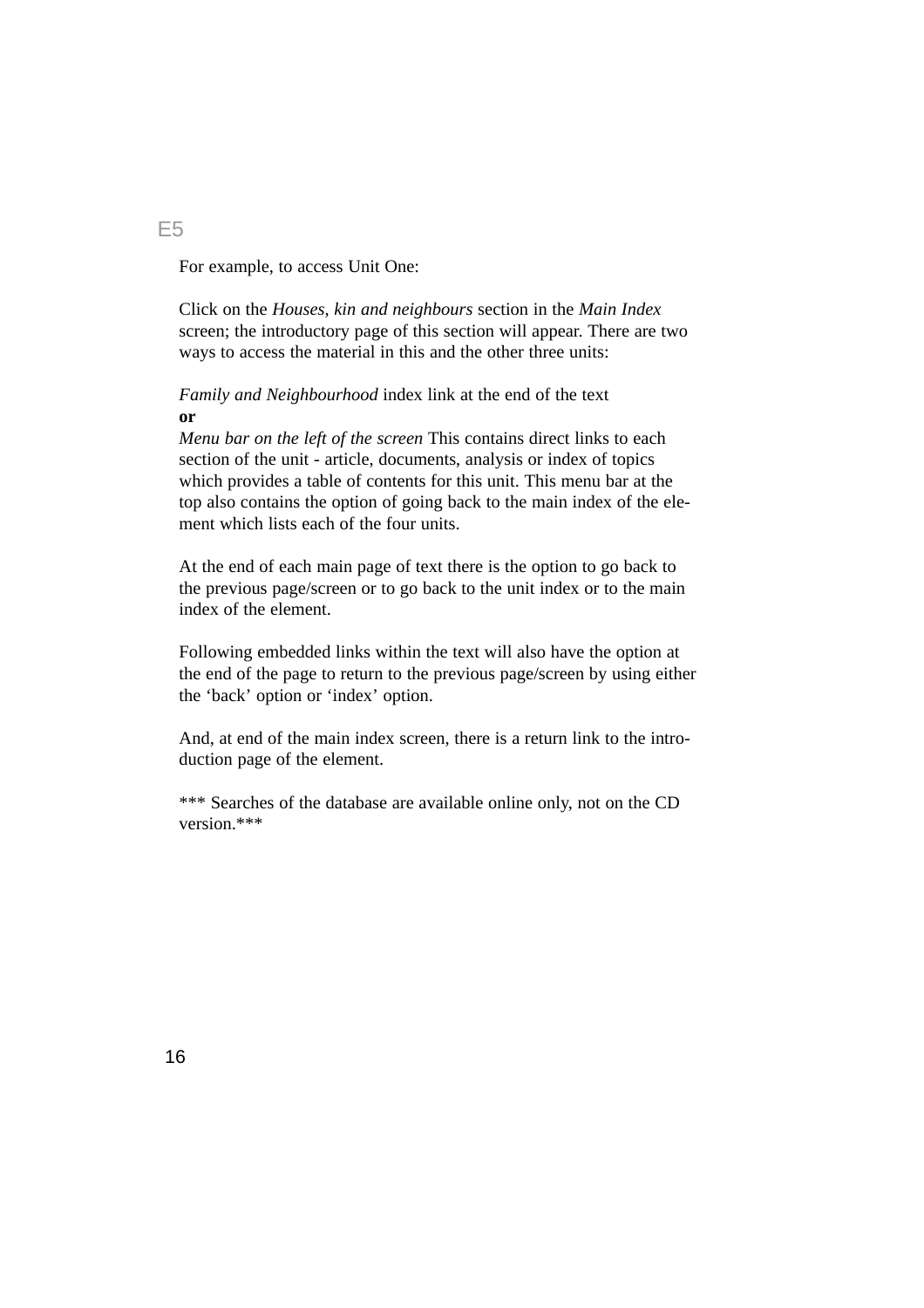E5

For example, to access Unit One:

Click on the *Houses, kin and neighbours* section in the *Main Index* screen; the introductory page of this section will appear. There are two ways to access the material in this and the other three units:

*Family and Neighbourhood* index link at the end of the text
**or**
*Menu bar on the left of the screen* This contains direct links to each section of the unit - article, documents, analysis or index of topics which provides a table of contents for this unit. This menu bar at the top also contains the option of going back to the main index of the element which lists each of the four units.

At the end of each main page of text there is the option to go back to the previous page/screen or to go back to the unit index or to the main index of the element.

Following embedded links within the text will also have the option at the end of the page to return to the previous page/screen by using either the 'back' option or 'index' option.

And, at end of the main index screen, there is a return link to the introduction page of the element.

*** Searches of the database are available online only, not on the CD version.***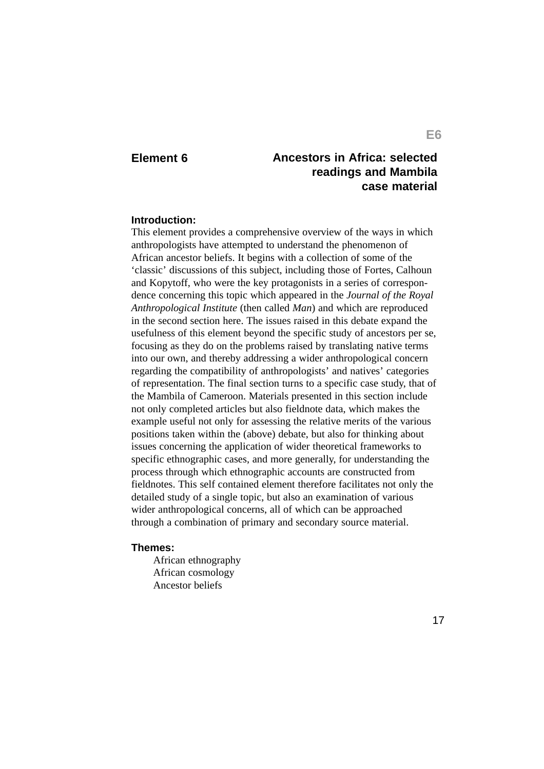# Element 6 — Ancestors in Africa: selected readings and Mambila case material

**Introduction:**

This element provides a comprehensive overview of the ways in which anthropologists have attempted to understand the phenomenon of African ancestor beliefs. It begins with a collection of some of the 'classic' discussions of this subject, including those of Fortes, Calhoun and Kopytoff, who were the key protagonists in a series of correspondence concerning this topic which appeared in the *Journal of the Royal Anthropological Institute* (then called *Man*) and which are reproduced in the second section here. The issues raised in this debate expand the usefulness of this element beyond the specific study of ancestors per se, focusing as they do on the problems raised by translating native terms into our own, and thereby addressing a wider anthropological concern regarding the compatibility of anthropologists' and natives' categories of representation. The final section turns to a specific case study, that of the Mambila of Cameroon. Materials presented in this section include not only completed articles but also fieldnote data, which makes the example useful not only for assessing the relative merits of the various positions taken within the (above) debate, but also for thinking about issues concerning the application of wider theoretical frameworks to specific ethnographic cases, and more generally, for understanding the process through which ethnographic accounts are constructed from fieldnotes. This self contained element therefore facilitates not only the detailed study of a single topic, but also an examination of various wider anthropological concerns, all of which can be approached through a combination of primary and secondary source material.

**Themes:**

- African ethnography
- African cosmology
- Ancestor beliefs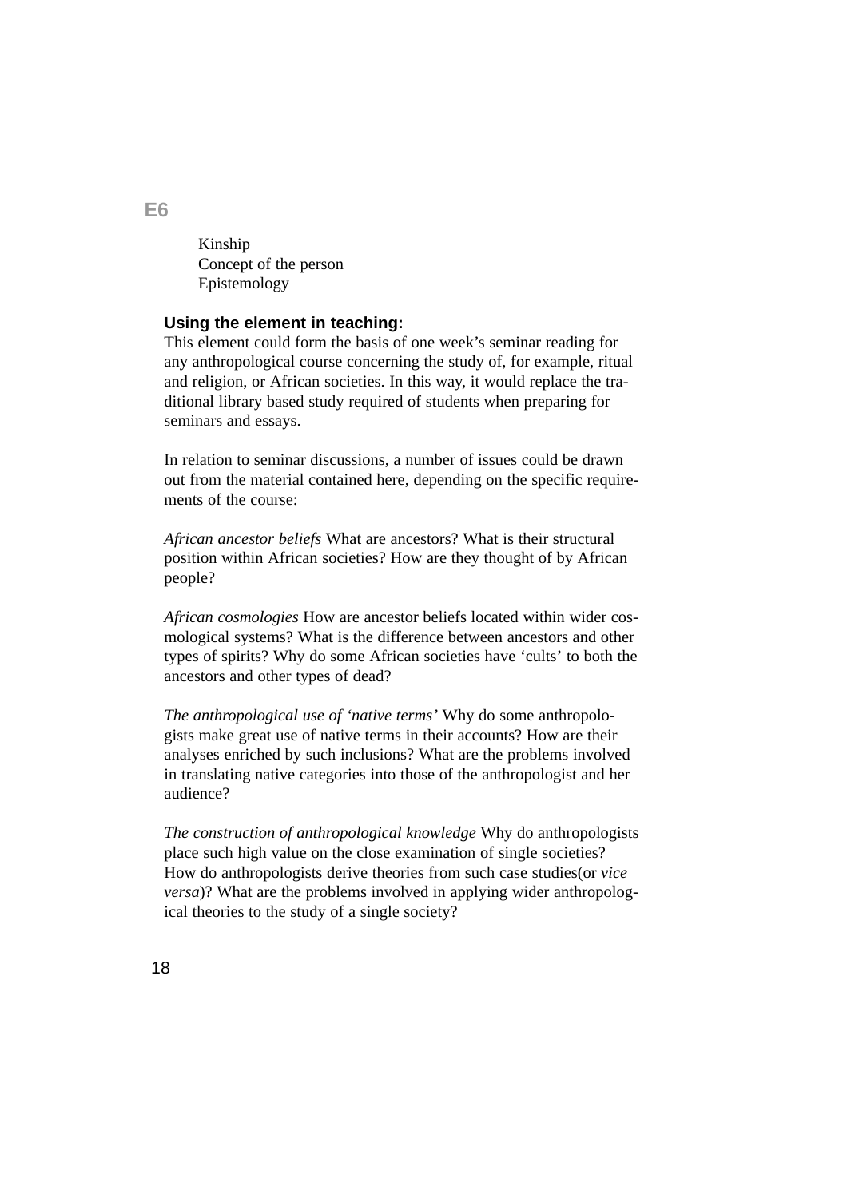Kinship
Concept of the person
Epistemology

**Using the element in teaching:**

This element could form the basis of one week's seminar reading for any anthropological course concerning the study of, for example, ritual and religion, or African societies. In this way, it would replace the traditional library based study required of students when preparing for seminars and essays.

In relation to seminar discussions, a number of issues could be drawn out from the material contained here, depending on the specific requirements of the course:

*African ancestor beliefs* What are ancestors? What is their structural position within African societies? How are they thought of by African people?

*African cosmologies* How are ancestor beliefs located within wider cosmological systems? What is the difference between ancestors and other types of spirits? Why do some African societies have 'cults' to both the ancestors and other types of dead?

*The anthropological use of 'native terms'* Why do some anthropologists make great use of native terms in their accounts? How are their analyses enriched by such inclusions? What are the problems involved in translating native categories into those of the anthropologist and her audience?

*The construction of anthropological knowledge* Why do anthropologists place such high value on the close examination of single societies? How do anthropologists derive theories from such case studies(or *vice versa*)? What are the problems involved in applying wider anthropological theories to the study of a single society?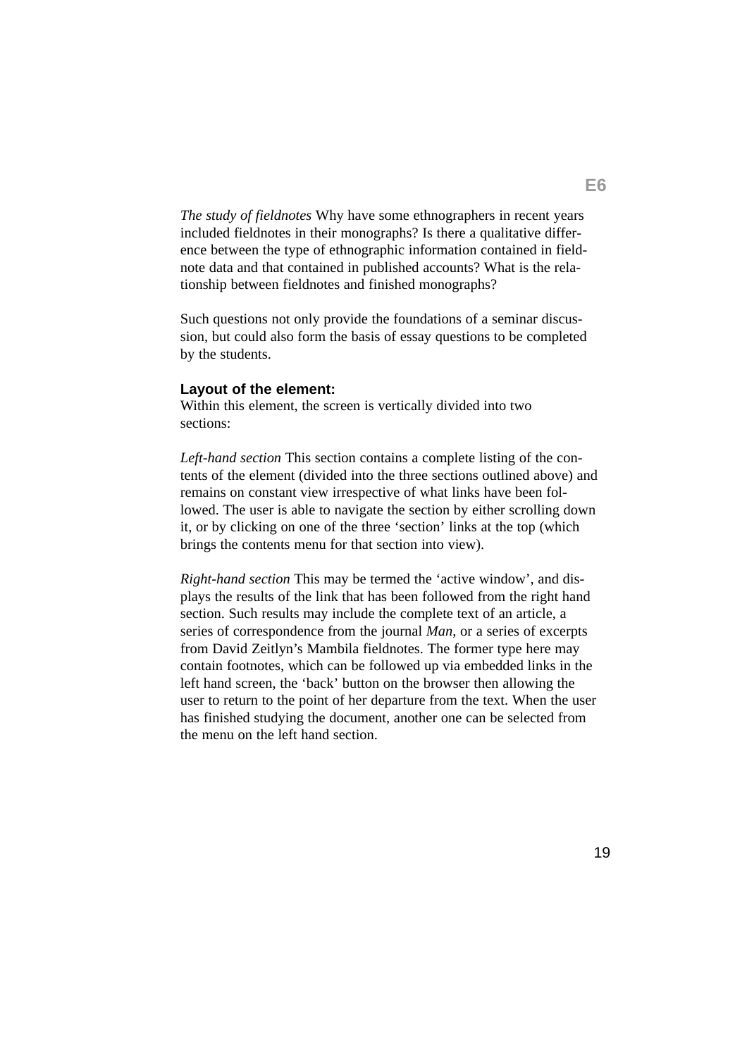*The study of fieldnotes* Why have some ethnographers in recent years included fieldnotes in their monographs? Is there a qualitative difference between the type of ethnographic information contained in fieldnote data and that contained in published accounts? What is the relationship between fieldnotes and finished monographs?

Such questions not only provide the foundations of a seminar discussion, but could also form the basis of essay questions to be completed by the students.

**Layout of the element:**
Within this element, the screen is vertically divided into two sections:

*Left-hand section* This section contains a complete listing of the contents of the element (divided into the three sections outlined above) and remains on constant view irrespective of what links have been followed. The user is able to navigate the section by either scrolling down it, or by clicking on one of the three 'section' links at the top (which brings the contents menu for that section into view).

*Right-hand section* This may be termed the 'active window', and displays the results of the link that has been followed from the right hand section. Such results may include the complete text of an article, a series of correspondence from the journal *Man*, or a series of excerpts from David Zeitlyn's Mambila fieldnotes. The former type here may contain footnotes, which can be followed up via embedded links in the left hand screen, the 'back' button on the browser then allowing the user to return to the point of her departure from the text. When the user has finished studying the document, another one can be selected from the menu on the left hand section.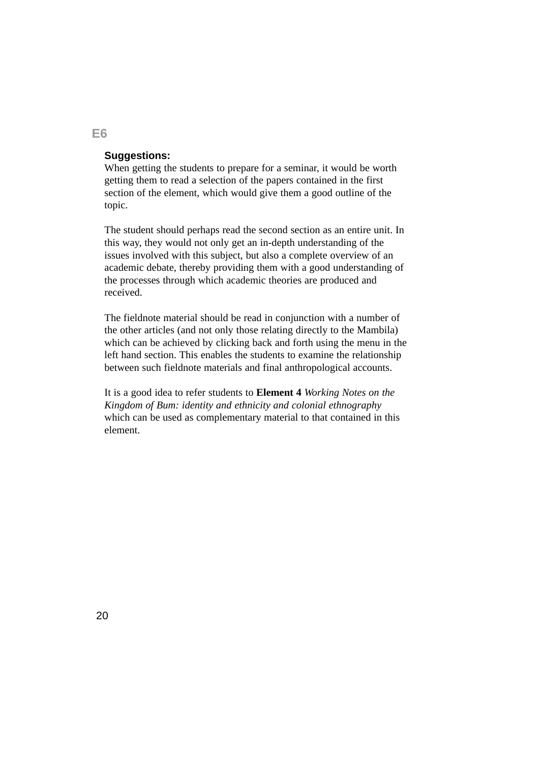# E6

**Suggestions:**

When getting the students to prepare for a seminar, it would be worth getting them to read a selection of the papers contained in the first section of the element, which would give them a good outline of the topic.

The student should perhaps read the second section as an entire unit. In this way, they would not only get an in-depth understanding of the issues involved with this subject, but also a complete overview of an academic debate, thereby providing them with a good understanding of the processes through which academic theories are produced and received.

The fieldnote material should be read in conjunction with a number of the other articles (and not only those relating directly to the Mambila) which can be achieved by clicking back and forth using the menu in the left hand section. This enables the students to examine the relationship between such fieldnote materials and final anthropological accounts.

It is a good idea to refer students to **Element 4** *Working Notes on the Kingdom of Bum: identity and ethnicity and colonial ethnography* which can be used as complementary material to that contained in this element.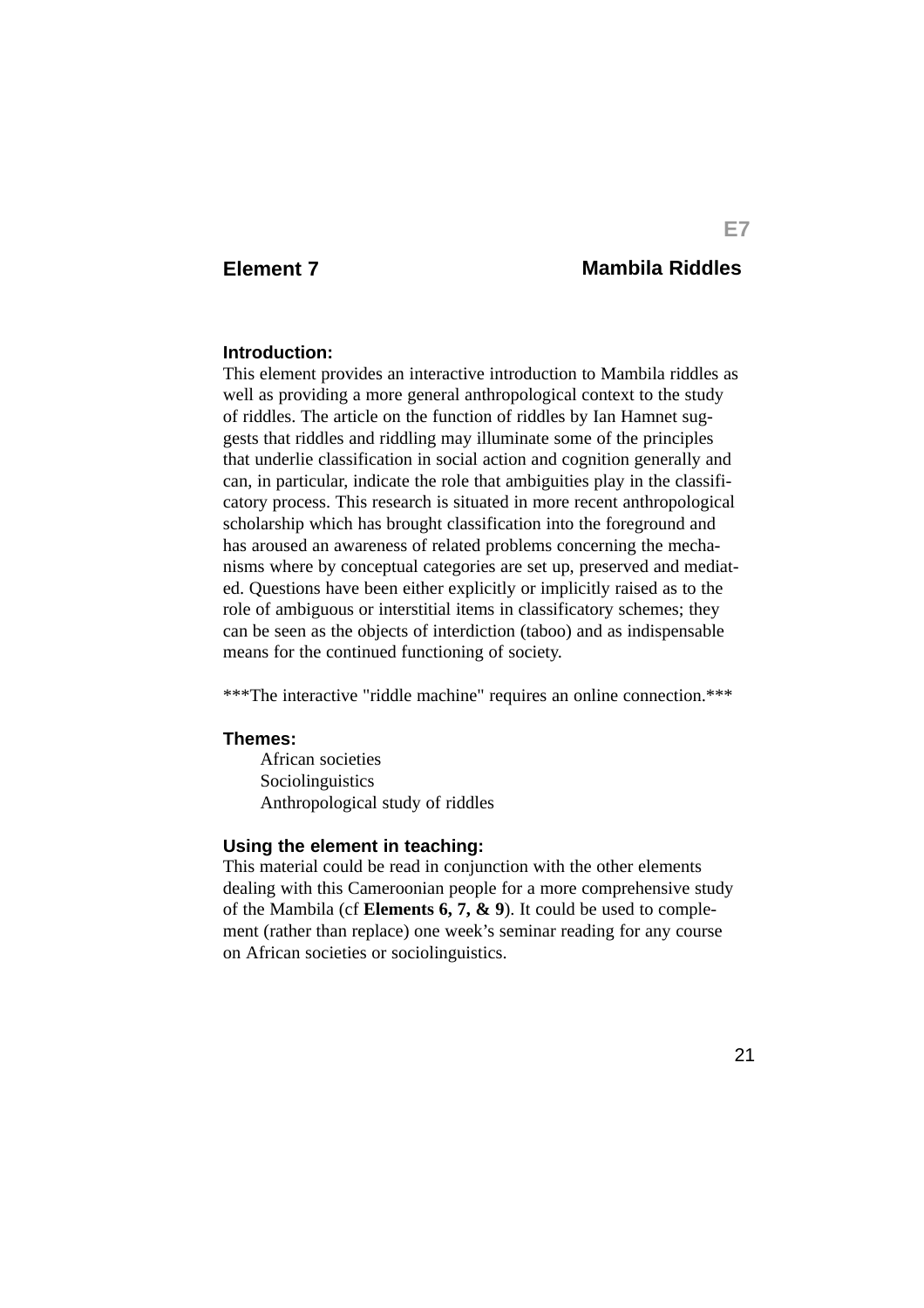## Element 7 — Mambila Riddles

### Introduction:

This element provides an interactive introduction to Mambila riddles as well as providing a more general anthropological context to the study of riddles. The article on the function of riddles by Ian Hamnet suggests that riddles and riddling may illuminate some of the principles that underlie classification in social action and cognition generally and can, in particular, indicate the role that ambiguities play in the classificatory process. This research is situated in more recent anthropological scholarship which has brought classification into the foreground and has aroused an awareness of related problems concerning the mechanisms where by conceptual categories are set up, preserved and mediated. Questions have been either explicitly or implicitly raised as to the role of ambiguous or interstitial items in classificatory schemes; they can be seen as the objects of interdiction (taboo) and as indispensable means for the continued functioning of society.

***The interactive "riddle machine" requires an online connection.***

### Themes:

- African societies
- Sociolinguistics
- Anthropological study of riddles

### Using the element in teaching:

This material could be read in conjunction with the other elements dealing with this Cameroonian people for a more comprehensive study of the Mambila (cf **Elements 6, 7, & 9**). It could be used to complement (rather than replace) one week's seminar reading for any course on African societies or sociolinguistics.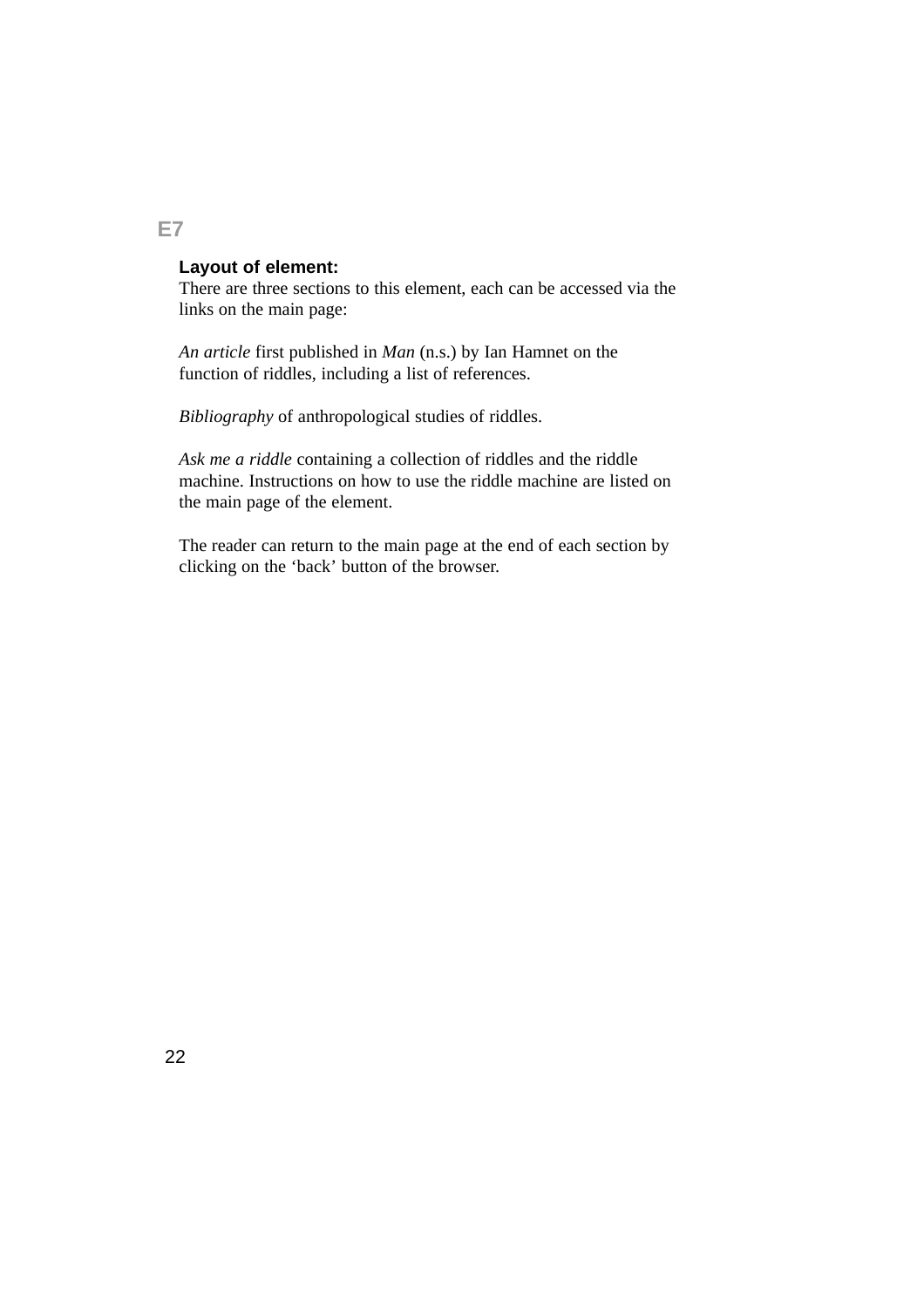## E7

**Layout of element:**

There are three sections to this element, each can be accessed via the links on the main page:

*An article* first published in *Man* (n.s.) by Ian Hamnet on the function of riddles, including a list of references.

*Bibliography* of anthropological studies of riddles.

*Ask me a riddle* containing a collection of riddles and the riddle machine. Instructions on how to use the riddle machine are listed on the main page of the element.

The reader can return to the main page at the end of each section by clicking on the 'back' button of the browser.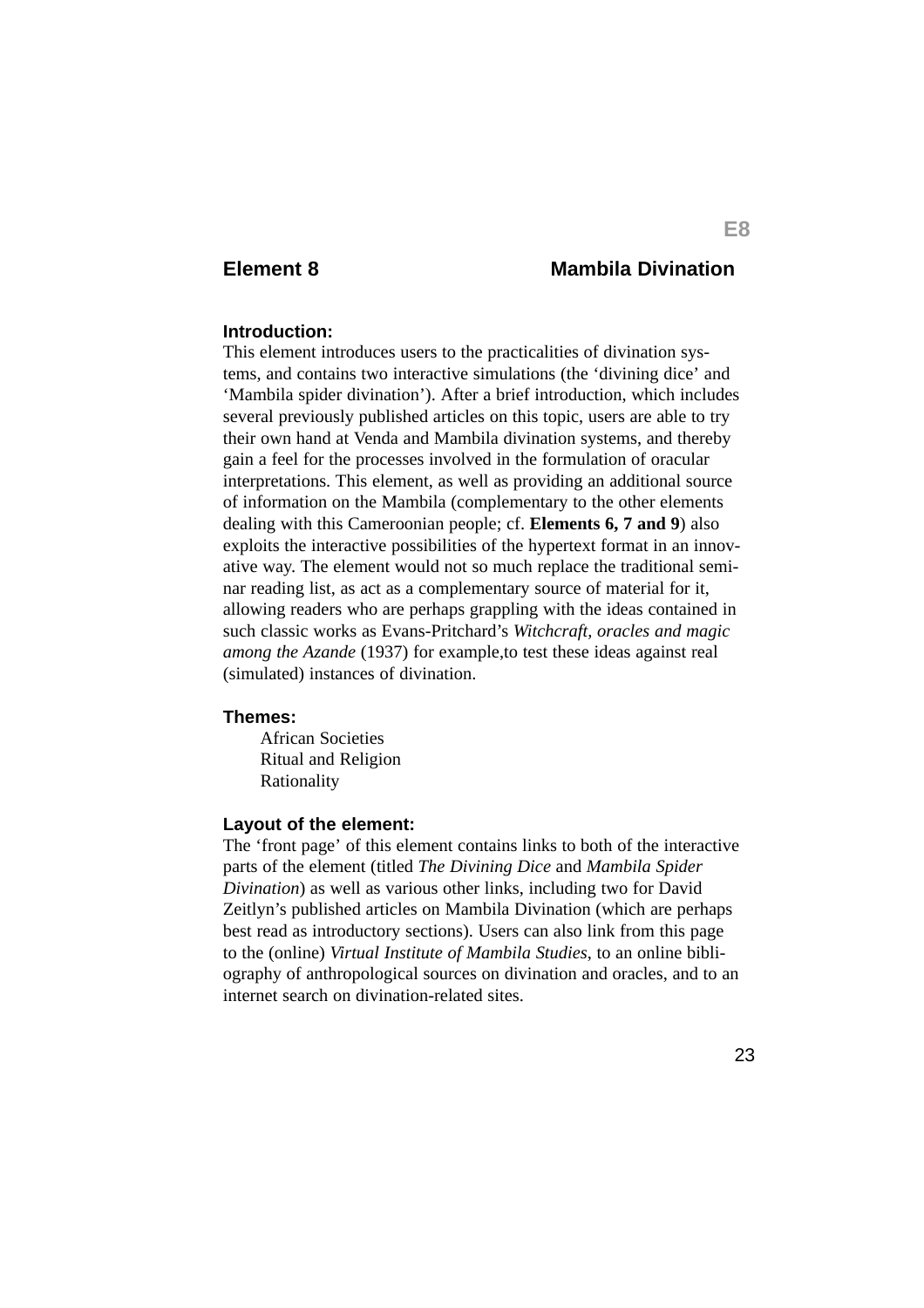## Element 8 — Mambila Divination

### Introduction:

This element introduces users to the practicalities of divination systems, and contains two interactive simulations (the ‘divining dice’ and ‘Mambila spider divination’). After a brief introduction, which includes several previously published articles on this topic, users are able to try their own hand at Venda and Mambila divination systems, and thereby gain a feel for the processes involved in the formulation of oracular interpretations. This element, as well as providing an additional source of information on the Mambila (complementary to the other elements dealing with this Cameroonian people; cf. **Elements 6, 7 and 9**) also exploits the interactive possibilities of the hypertext format in an innovative way. The element would not so much replace the traditional seminar reading list, as act as a complementary source of material for it, allowing readers who are perhaps grappling with the ideas contained in such classic works as Evans-Pritchard’s *Witchcraft, oracles and magic among the Azande* (1937) for example,to test these ideas against real (simulated) instances of divination.

### Themes:

- African Societies
- Ritual and Religion
- Rationality

### Layout of the element:

The ‘front page’ of this element contains links to both of the interactive parts of the element (titled *The Divining Dice* and *Mambila Spider Divination*) as well as various other links, including two for David Zeitlyn’s published articles on Mambila Divination (which are perhaps best read as introductory sections). Users can also link from this page to the (online) *Virtual Institute of Mambila Studies*, to an online bibliography of anthropological sources on divination and oracles, and to an internet search on divination-related sites.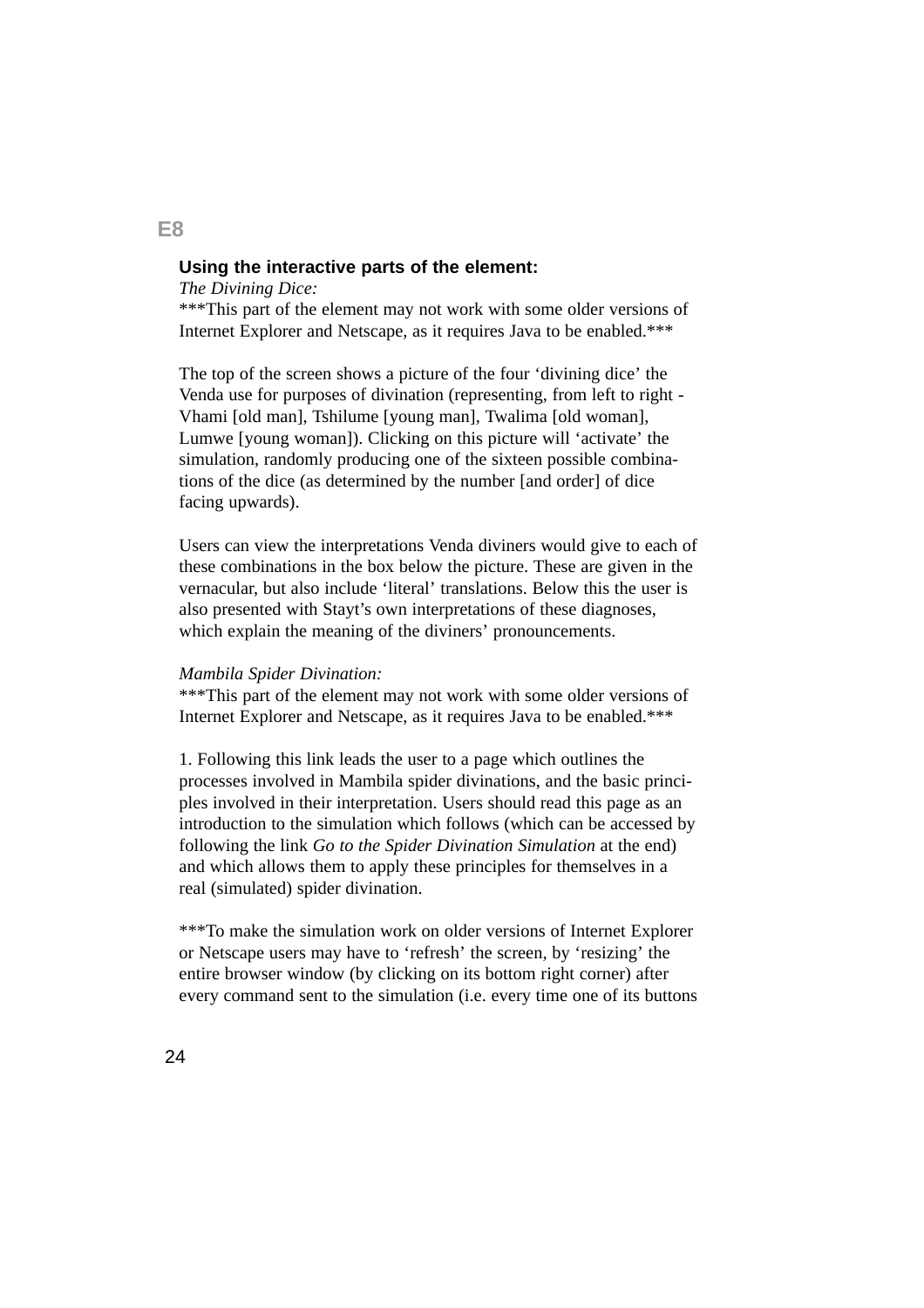**Using the interactive parts of the element:**

*The Divining Dice:*

***This part of the element may not work with some older versions of Internet Explorer and Netscape, as it requires Java to be enabled.***

The top of the screen shows a picture of the four 'divining dice' the Venda use for purposes of divination (representing, from left to right - Vhami [old man], Tshilume [young man], Twalima [old woman], Lumwe [young woman]). Clicking on this picture will 'activate' the simulation, randomly producing one of the sixteen possible combinations of the dice (as determined by the number [and order] of dice facing upwards).

Users can view the interpretations Venda diviners would give to each of these combinations in the box below the picture. These are given in the vernacular, but also include 'literal' translations. Below this the user is also presented with Stayt's own interpretations of these diagnoses, which explain the meaning of the diviners' pronouncements.

*Mambila Spider Divination:*

***This part of the element may not work with some older versions of Internet Explorer and Netscape, as it requires Java to be enabled.***

1. Following this link leads the user to a page which outlines the processes involved in Mambila spider divinations, and the basic principles involved in their interpretation. Users should read this page as an introduction to the simulation which follows (which can be accessed by following the link *Go to the Spider Divination Simulation* at the end) and which allows them to apply these principles for themselves in a real (simulated) spider divination.

***To make the simulation work on older versions of Internet Explorer or Netscape users may have to 'refresh' the screen, by 'resizing' the entire browser window (by clicking on its bottom right corner) after every command sent to the simulation (i.e. every time one of its buttons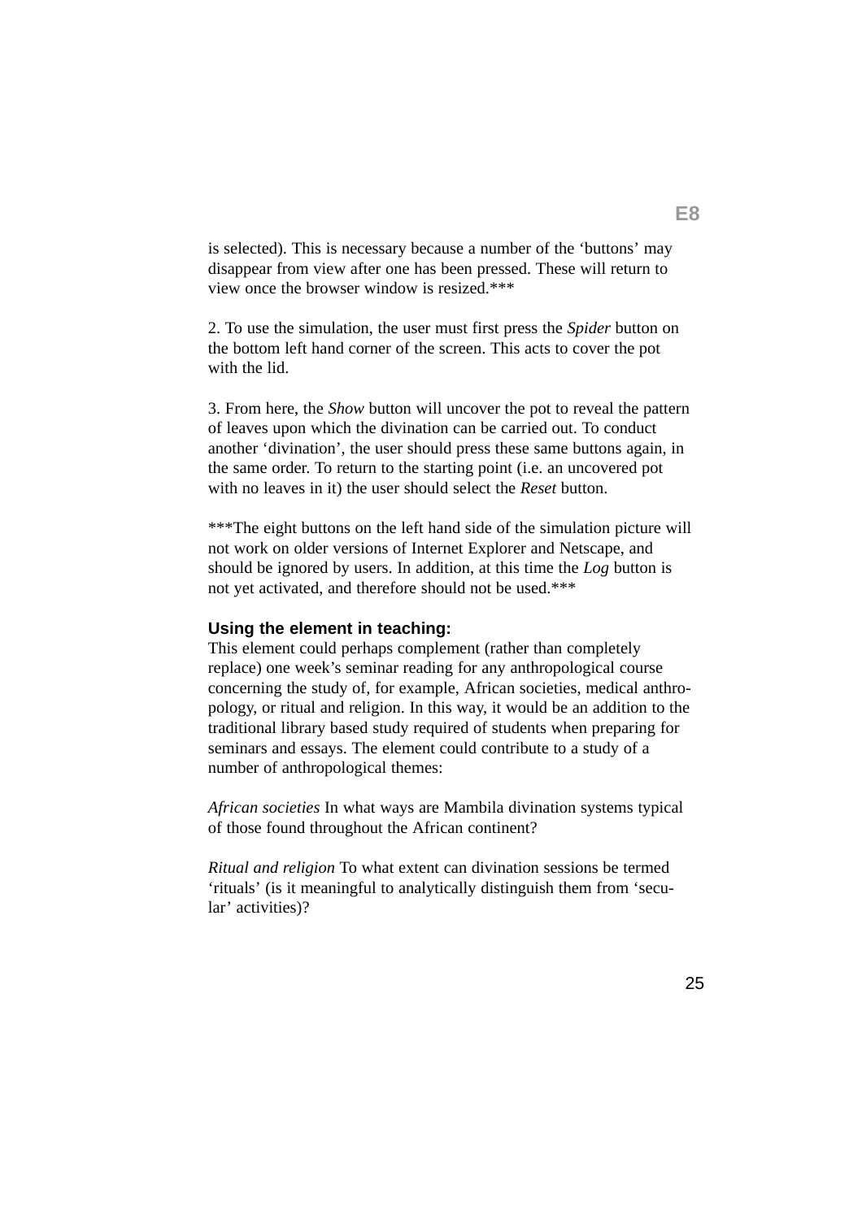is selected). This is necessary because a number of the 'buttons' may disappear from view after one has been pressed. These will return to view once the browser window is resized.***

2. To use the simulation, the user must first press the *Spider* button on the bottom left hand corner of the screen. This acts to cover the pot with the lid.

3. From here, the *Show* button will uncover the pot to reveal the pattern of leaves upon which the divination can be carried out. To conduct another 'divination', the user should press these same buttons again, in the same order. To return to the starting point (i.e. an uncovered pot with no leaves in it) the user should select the *Reset* button.

***The eight buttons on the left hand side of the simulation picture will not work on older versions of Internet Explorer and Netscape, and should be ignored by users. In addition, at this time the *Log* button is not yet activated, and therefore should not be used.***

**Using the element in teaching:**

This element could perhaps complement (rather than completely replace) one week's seminar reading for any anthropological course concerning the study of, for example, African societies, medical anthropology, or ritual and religion. In this way, it would be an addition to the traditional library based study required of students when preparing for seminars and essays. The element could contribute to a study of a number of anthropological themes:

*African societies* In what ways are Mambila divination systems typical of those found throughout the African continent?

*Ritual and religion* To what extent can divination sessions be termed 'rituals' (is it meaningful to analytically distinguish them from 'secular' activities)?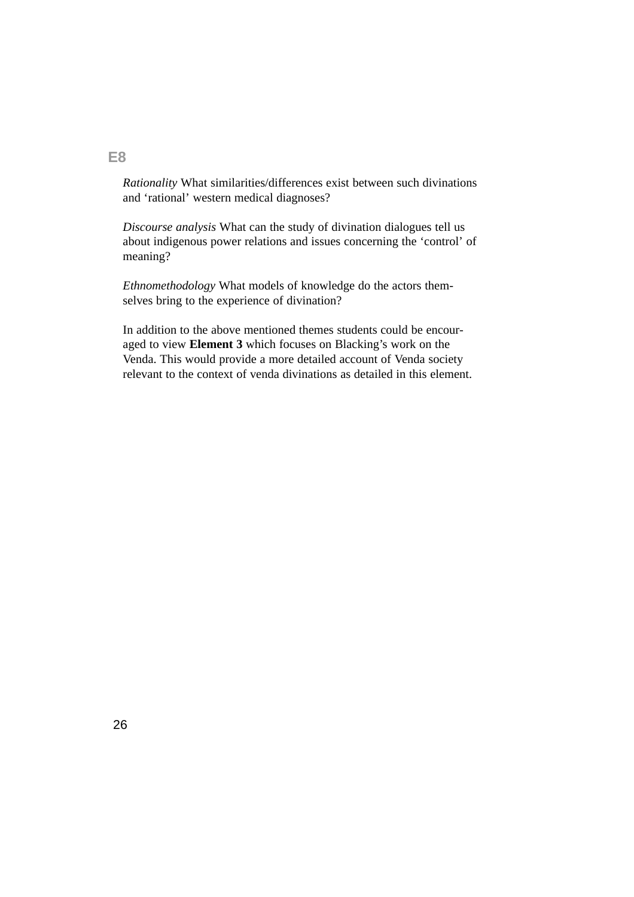## E8

*Rationality* What similarities/differences exist between such divinations and 'rational' western medical diagnoses?

*Discourse analysis* What can the study of divination dialogues tell us about indigenous power relations and issues concerning the 'control' of meaning?

*Ethnomethodology* What models of knowledge do the actors themselves bring to the experience of divination?

In addition to the above mentioned themes students could be encouraged to view **Element 3** which focuses on Blacking's work on the Venda. This would provide a more detailed account of Venda society relevant to the context of venda divinations as detailed in this element.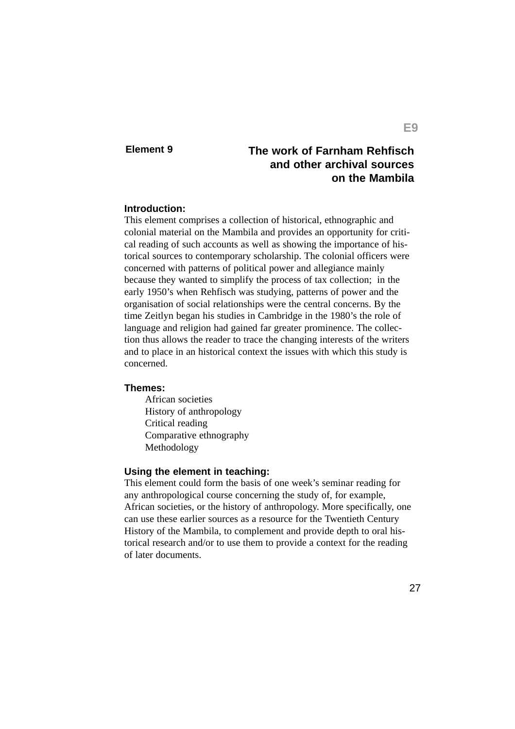E9

**Element 9**

# The work of Farnham Rehfisch and other archival sources on the Mambila

### Introduction:

This element comprises a collection of historical, ethnographic and colonial material on the Mambila and provides an opportunity for critical reading of such accounts as well as showing the importance of historical sources to contemporary scholarship. The colonial officers were concerned with patterns of political power and allegiance mainly because they wanted to simplify the process of tax collection; in the early 1950's when Rehfisch was studying, patterns of power and the organisation of social relationships were the central concerns. By the time Zeitlyn began his studies in Cambridge in the 1980's the role of language and religion had gained far greater prominence. The collection thus allows the reader to trace the changing interests of the writers and to place in an historical context the issues with which this study is concerned.

### Themes:

- African societies
- History of anthropology
- Critical reading
- Comparative ethnography
- Methodology

### Using the element in teaching:

This element could form the basis of one week's seminar reading for any anthropological course concerning the study of, for example, African societies, or the history of anthropology. More specifically, one can use these earlier sources as a resource for the Twentieth Century History of the Mambila, to complement and provide depth to oral historical research and/or to use them to provide a context for the reading of later documents.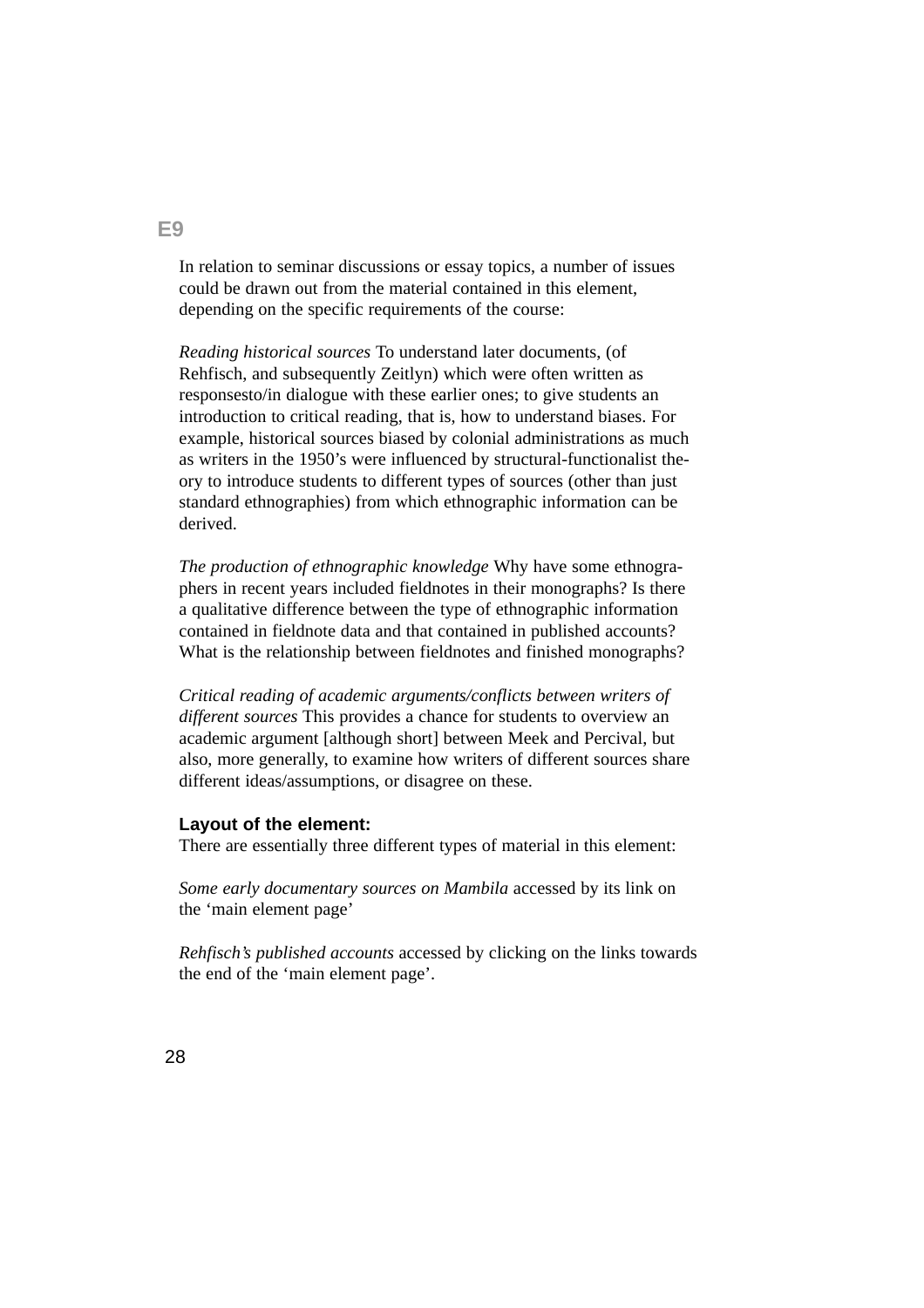## E9

In relation to seminar discussions or essay topics, a number of issues could be drawn out from the material contained in this element, depending on the specific requirements of the course:

*Reading historical sources* To understand later documents, (of Rehfisch, and subsequently Zeitlyn) which were often written as responsesto/in dialogue with these earlier ones; to give students an introduction to critical reading, that is, how to understand biases. For example, historical sources biased by colonial administrations as much as writers in the 1950's were influenced by structural-functionalist theory to introduce students to different types of sources (other than just standard ethnographies) from which ethnographic information can be derived.

*The production of ethnographic knowledge* Why have some ethnographers in recent years included fieldnotes in their monographs? Is there a qualitative difference between the type of ethnographic information contained in fieldnote data and that contained in published accounts? What is the relationship between fieldnotes and finished monographs?

*Critical reading of academic arguments/conflicts between writers of different sources* This provides a chance for students to overview an academic argument [although short] between Meek and Percival, but also, more generally, to examine how writers of different sources share different ideas/assumptions, or disagree on these.

**Layout of the element:**

There are essentially three different types of material in this element:

*Some early documentary sources on Mambila* accessed by its link on the 'main element page'

*Rehfisch's published accounts* accessed by clicking on the links towards the end of the 'main element page'.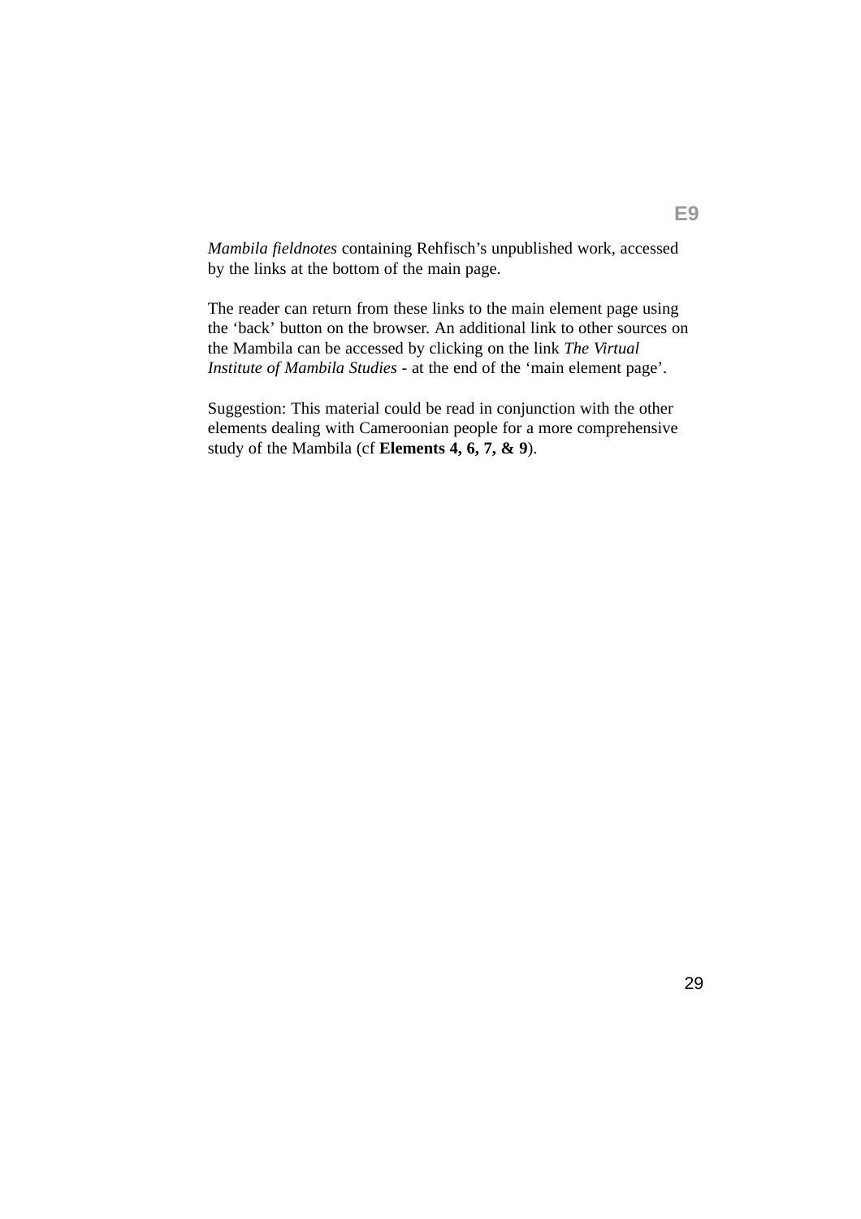*Mambila fieldnotes* containing Rehfisch's unpublished work, accessed by the links at the bottom of the main page.

The reader can return from these links to the main element page using the 'back' button on the browser. An additional link to other sources on the Mambila can be accessed by clicking on the link *The Virtual Institute of Mambila Studies* - at the end of the 'main element page'.

Suggestion: This material could be read in conjunction with the other elements dealing with Cameroonian people for a more comprehensive study of the Mambila (cf **Elements 4, 6, 7, & 9**).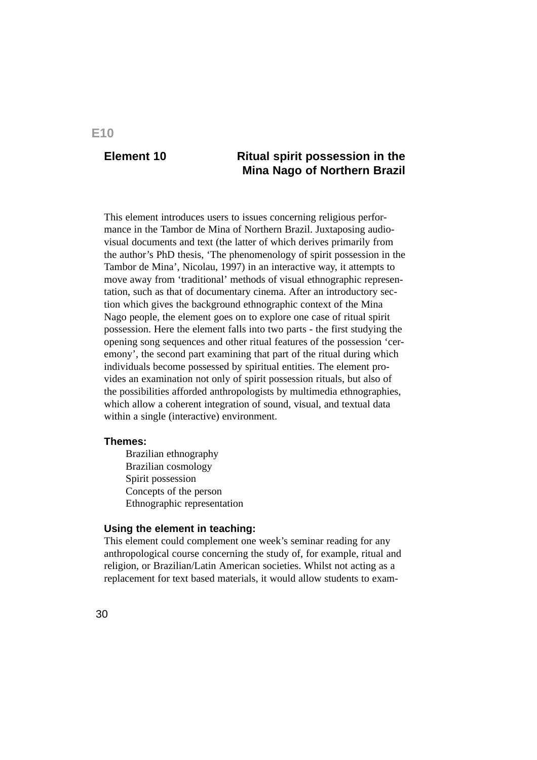E10

## Element 10 Ritual spirit possession in the Mina Nago of Northern Brazil

This element introduces users to issues concerning religious performance in the Tambor de Mina of Northern Brazil. Juxtaposing audio-visual documents and text (the latter of which derives primarily from the author's PhD thesis, 'The phenomenology of spirit possession in the Tambor de Mina', Nicolau, 1997) in an interactive way, it attempts to move away from 'traditional' methods of visual ethnographic representation, such as that of documentary cinema. After an introductory section which gives the background ethnographic context of the Mina Nago people, the element goes on to explore one case of ritual spirit possession. Here the element falls into two parts - the first studying the opening song sequences and other ritual features of the possession 'ceremony', the second part examining that part of the ritual during which individuals become possessed by spiritual entities. The element provides an examination not only of spirit possession rituals, but also of the possibilities afforded anthropologists by multimedia ethnographies, which allow a coherent integration of sound, visual, and textual data within a single (interactive) environment.

**Themes:**

- Brazilian ethnography
- Brazilian cosmology
- Spirit possession
- Concepts of the person
- Ethnographic representation

**Using the element in teaching:**

This element could complement one week's seminar reading for any anthropological course concerning the study of, for example, ritual and religion, or Brazilian/Latin American societies. Whilst not acting as a replacement for text based materials, it would allow students to exam-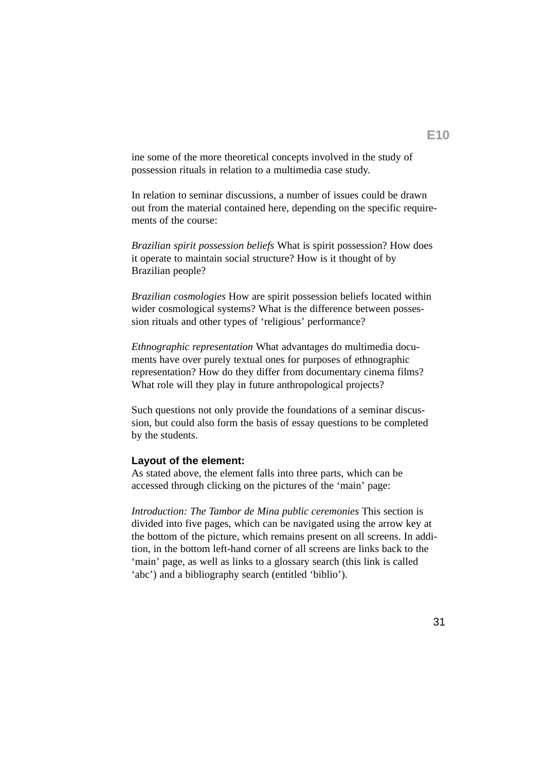ine some of the more theoretical concepts involved in the study of possession rituals in relation to a multimedia case study.

In relation to seminar discussions, a number of issues could be drawn out from the material contained here, depending on the specific requirements of the course:

*Brazilian spirit possession beliefs* What is spirit possession? How does it operate to maintain social structure? How is it thought of by Brazilian people?

*Brazilian cosmologies* How are spirit possession beliefs located within wider cosmological systems? What is the difference between possession rituals and other types of 'religious' performance?

*Ethnographic representation* What advantages do multimedia documents have over purely textual ones for purposes of ethnographic representation? How do they differ from documentary cinema films? What role will they play in future anthropological projects?

Such questions not only provide the foundations of a seminar discussion, but could also form the basis of essay questions to be completed by the students.

**Layout of the element:**
As stated above, the element falls into three parts, which can be accessed through clicking on the pictures of the 'main' page:

*Introduction: The Tambor de Mina public ceremonies* This section is divided into five pages, which can be navigated using the arrow key at the bottom of the picture, which remains present on all screens. In addition, in the bottom left-hand corner of all screens are links back to the 'main' page, as well as links to a glossary search (this link is called 'abc') and a bibliography search (entitled 'biblio').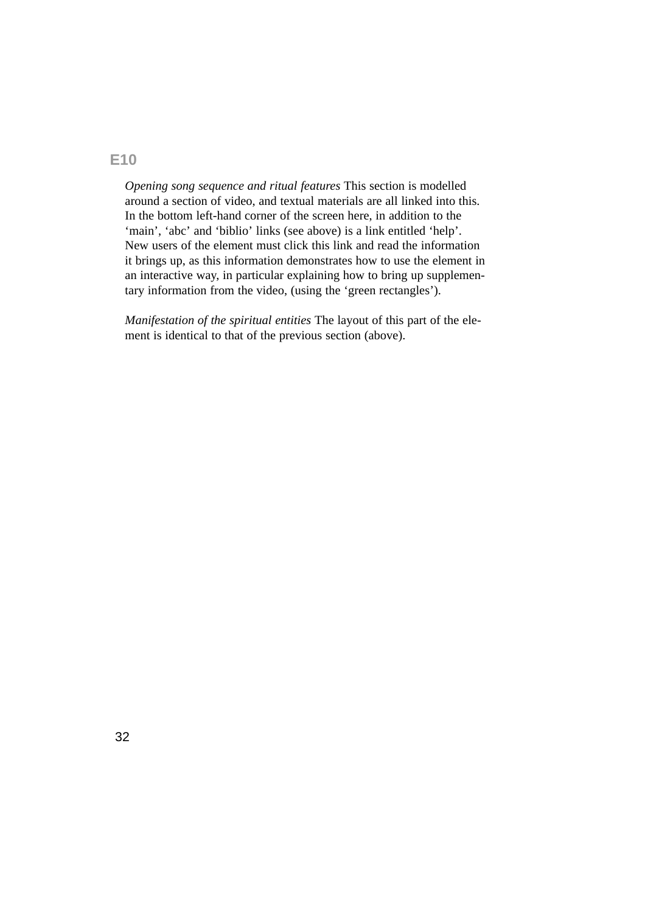## E10

*Opening song sequence and ritual features* This section is modelled around a section of video, and textual materials are all linked into this. In the bottom left-hand corner of the screen here, in addition to the 'main', 'abc' and 'biblio' links (see above) is a link entitled 'help'. New users of the element must click this link and read the information it brings up, as this information demonstrates how to use the element in an interactive way, in particular explaining how to bring up supplementary information from the video, (using the 'green rectangles').

*Manifestation of the spiritual entities* The layout of this part of the element is identical to that of the previous section (above).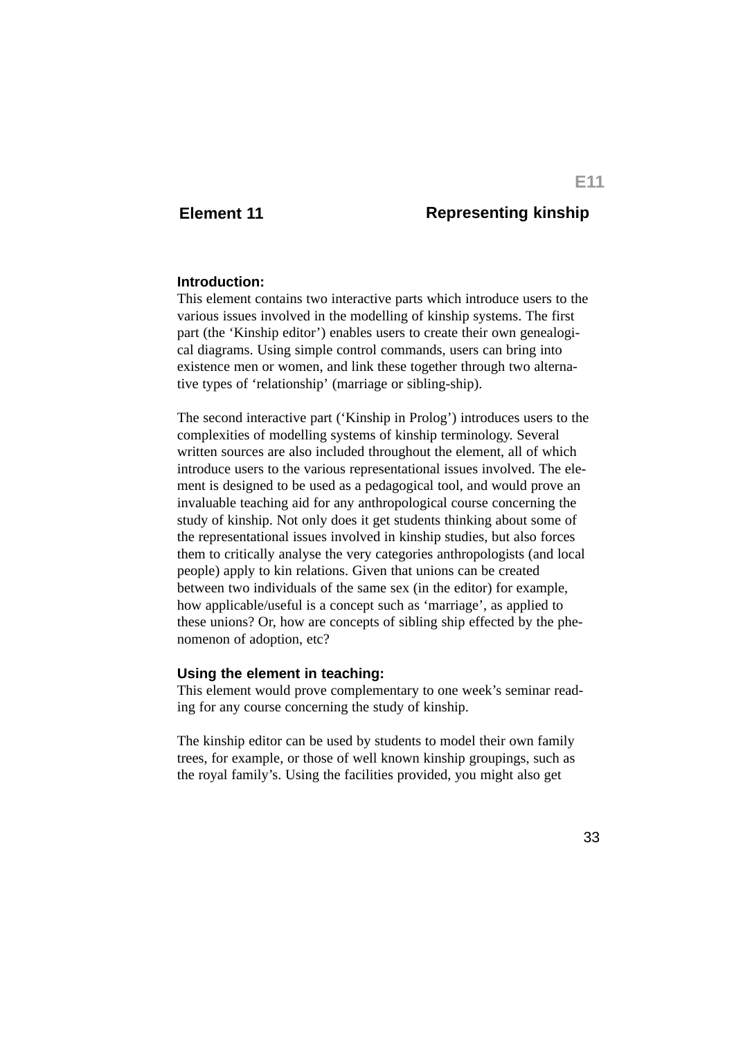# Element 11 — Representing kinship

**Introduction:**

This element contains two interactive parts which introduce users to the various issues involved in the modelling of kinship systems. The first part (the 'Kinship editor') enables users to create their own genealogical diagrams. Using simple control commands, users can bring into existence men or women, and link these together through two alternative types of 'relationship' (marriage or sibling-ship).

The second interactive part ('Kinship in Prolog') introduces users to the complexities of modelling systems of kinship terminology. Several written sources are also included throughout the element, all of which introduce users to the various representational issues involved. The element is designed to be used as a pedagogical tool, and would prove an invaluable teaching aid for any anthropological course concerning the study of kinship. Not only does it get students thinking about some of the representational issues involved in kinship studies, but also forces them to critically analyse the very categories anthropologists (and local people) apply to kin relations. Given that unions can be created between two individuals of the same sex (in the editor) for example, how applicable/useful is a concept such as 'marriage', as applied to these unions? Or, how are concepts of sibling ship effected by the phenomenon of adoption, etc?

**Using the element in teaching:**

This element would prove complementary to one week's seminar reading for any course concerning the study of kinship.

The kinship editor can be used by students to model their own family trees, for example, or those of well known kinship groupings, such as the royal family's. Using the facilities provided, you might also get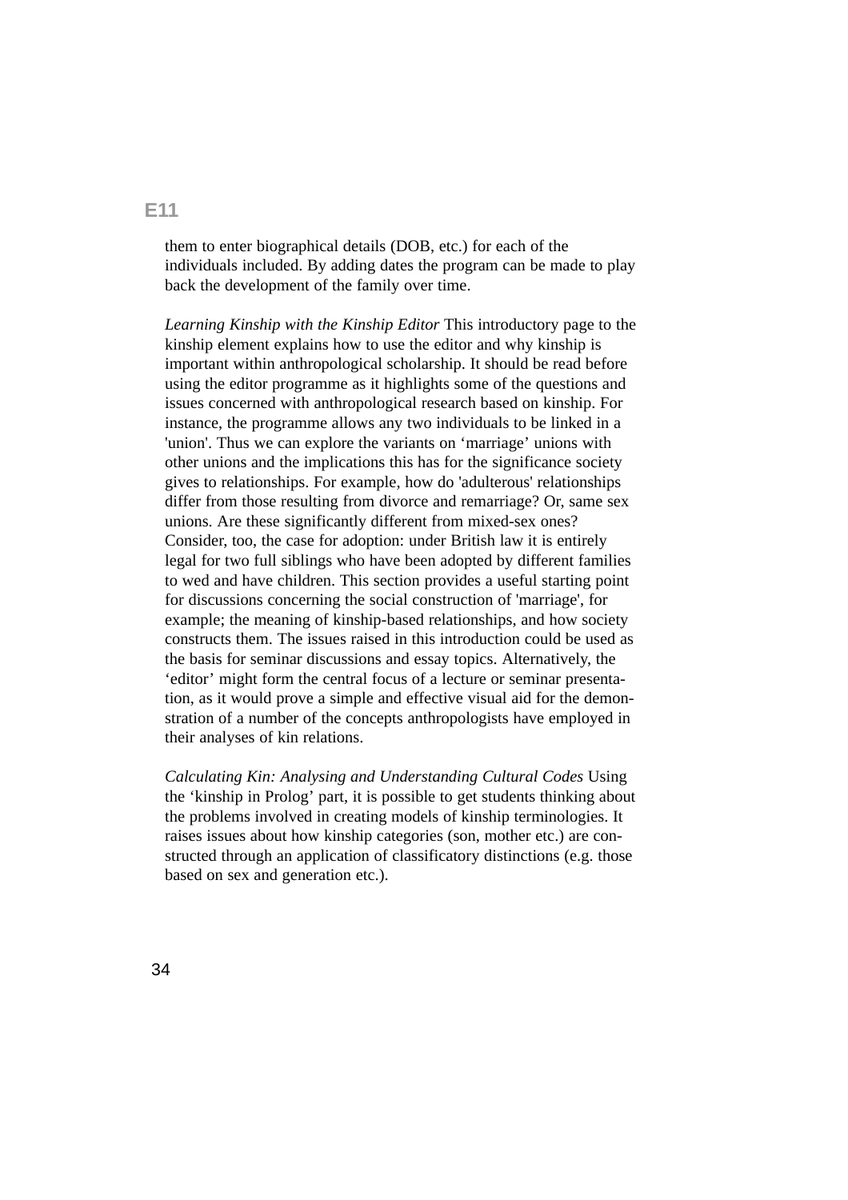them to enter biographical details (DOB, etc.) for each of the individuals included. By adding dates the program can be made to play back the development of the family over time.

*Learning Kinship with the Kinship Editor* This introductory page to the kinship element explains how to use the editor and why kinship is important within anthropological scholarship. It should be read before using the editor programme as it highlights some of the questions and issues concerned with anthropological research based on kinship. For instance, the programme allows any two individuals to be linked in a 'union'. Thus we can explore the variants on 'marriage' unions with other unions and the implications this has for the significance society gives to relationships. For example, how do 'adulterous' relationships differ from those resulting from divorce and remarriage? Or, same sex unions. Are these significantly different from mixed-sex ones? Consider, too, the case for adoption: under British law it is entirely legal for two full siblings who have been adopted by different families to wed and have children. This section provides a useful starting point for discussions concerning the social construction of 'marriage', for example; the meaning of kinship-based relationships, and how society constructs them. The issues raised in this introduction could be used as the basis for seminar discussions and essay topics. Alternatively, the 'editor' might form the central focus of a lecture or seminar presentation, as it would prove a simple and effective visual aid for the demonstration of a number of the concepts anthropologists have employed in their analyses of kin relations.

*Calculating Kin: Analysing and Understanding Cultural Codes* Using the 'kinship in Prolog' part, it is possible to get students thinking about the problems involved in creating models of kinship terminologies. It raises issues about how kinship categories (son, mother etc.) are constructed through an application of classificatory distinctions (e.g. those based on sex and generation etc.).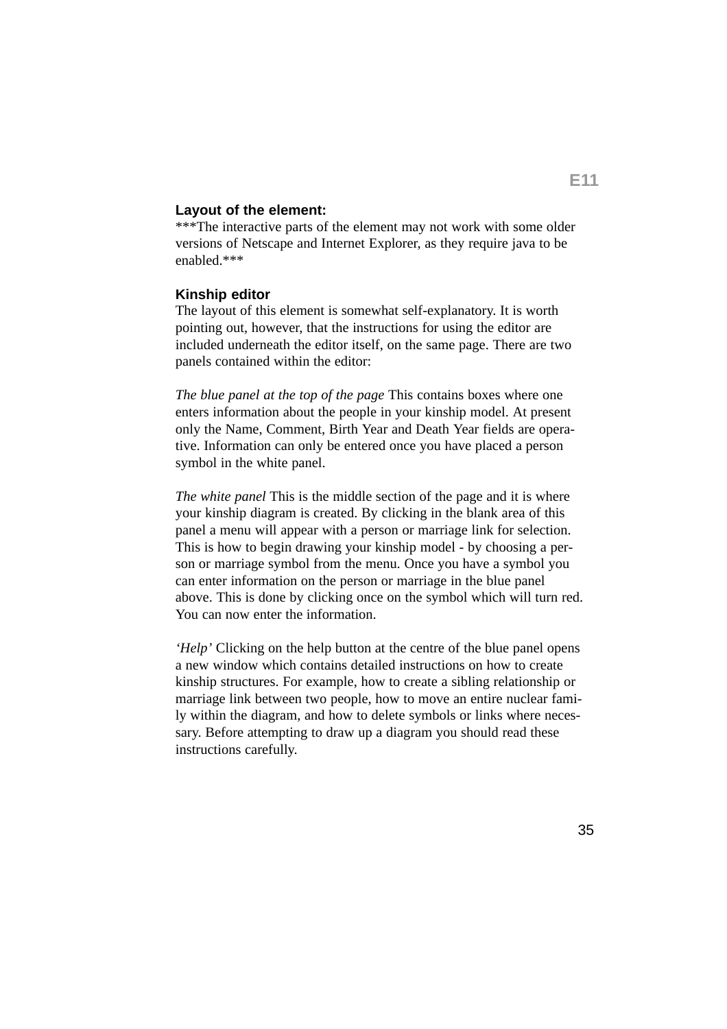## Layout of the element:

***The interactive parts of the element may not work with some older versions of Netscape and Internet Explorer, as they require java to be enabled.***

### Kinship editor

The layout of this element is somewhat self-explanatory. It is worth pointing out, however, that the instructions for using the editor are included underneath the editor itself, on the same page. There are two panels contained within the editor:

*The blue panel at the top of the page* This contains boxes where one enters information about the people in your kinship model. At present only the Name, Comment, Birth Year and Death Year fields are operative. Information can only be entered once you have placed a person symbol in the white panel.

*The white panel* This is the middle section of the page and it is where your kinship diagram is created. By clicking in the blank area of this panel a menu will appear with a person or marriage link for selection. This is how to begin drawing your kinship model - by choosing a person or marriage symbol from the menu. Once you have a symbol you can enter information on the person or marriage in the blue panel above. This is done by clicking once on the symbol which will turn red. You can now enter the information.

*'Help'* Clicking on the help button at the centre of the blue panel opens a new window which contains detailed instructions on how to create kinship structures. For example, how to create a sibling relationship or marriage link between two people, how to move an entire nuclear family within the diagram, and how to delete symbols or links where necessary. Before attempting to draw up a diagram you should read these instructions carefully.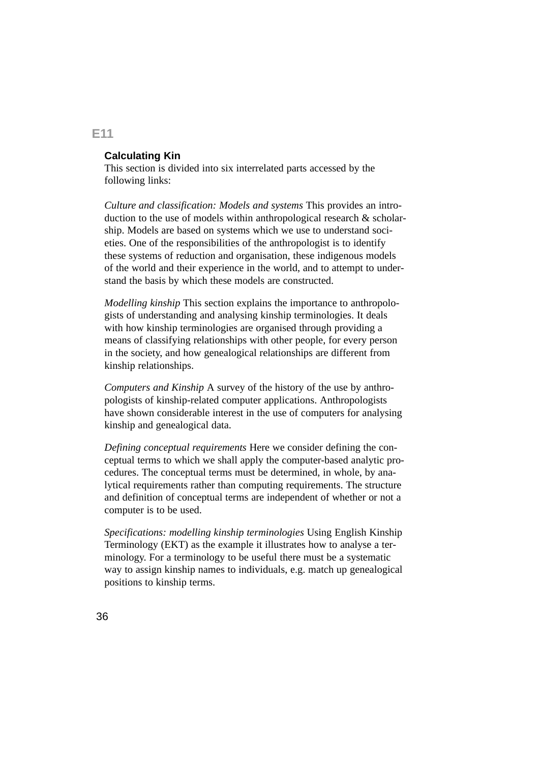## E11

### Calculating Kin

This section is divided into six interrelated parts accessed by the following links:

*Culture and classification: Models and systems* This provides an introduction to the use of models within anthropological research & scholarship. Models are based on systems which we use to understand societies. One of the responsibilities of the anthropologist is to identify these systems of reduction and organisation, these indigenous models of the world and their experience in the world, and to attempt to understand the basis by which these models are constructed.

*Modelling kinship* This section explains the importance to anthropologists of understanding and analysing kinship terminologies. It deals with how kinship terminologies are organised through providing a means of classifying relationships with other people, for every person in the society, and how genealogical relationships are different from kinship relationships.

*Computers and Kinship* A survey of the history of the use by anthropologists of kinship-related computer applications. Anthropologists have shown considerable interest in the use of computers for analysing kinship and genealogical data.

*Defining conceptual requirements* Here we consider defining the conceptual terms to which we shall apply the computer-based analytic procedures. The conceptual terms must be determined, in whole, by analytical requirements rather than computing requirements. The structure and definition of conceptual terms are independent of whether or not a computer is to be used.

*Specifications: modelling kinship terminologies* Using English Kinship Terminology (EKT) as the example it illustrates how to analyse a terminology. For a terminology to be useful there must be a systematic way to assign kinship names to individuals, e.g. match up genealogical positions to kinship terms.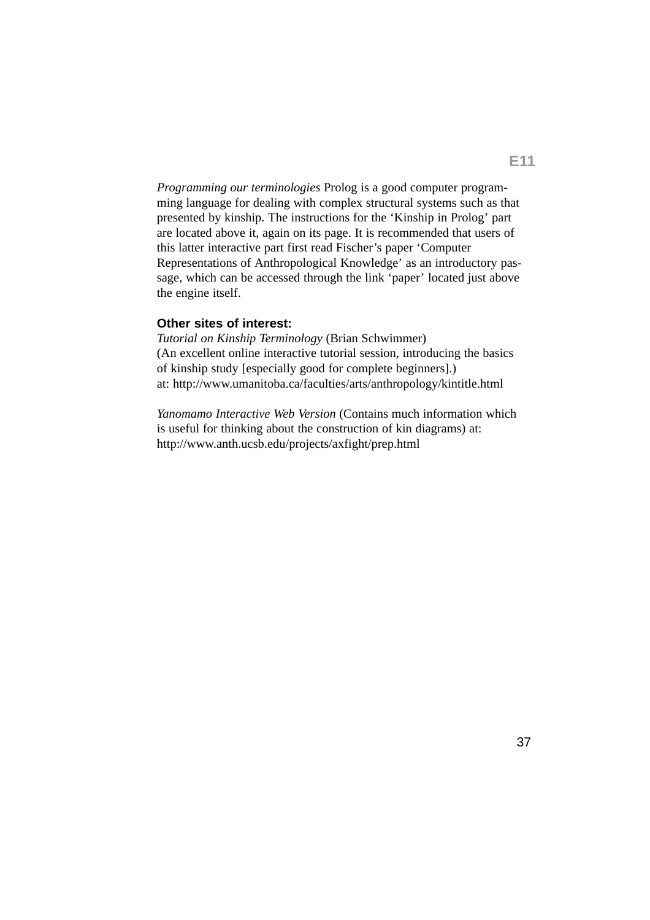*Programming our terminologies* Prolog is a good computer programming language for dealing with complex structural systems such as that presented by kinship. The instructions for the 'Kinship in Prolog' part are located above it, again on its page. It is recommended that users of this latter interactive part first read Fischer's paper 'Computer Representations of Anthropological Knowledge' as an introductory passage, which can be accessed through the link 'paper' located just above the engine itself.

**Other sites of interest:**

*Tutorial on Kinship Terminology* (Brian Schwimmer)
(An excellent online interactive tutorial session, introducing the basics of kinship study [especially good for complete beginners].)
at: http://www.umanitoba.ca/faculties/arts/anthropology/kintitle.html

*Yanomamo Interactive Web Version* (Contains much information which is useful for thinking about the construction of kin diagrams) at:
http://www.anth.ucsb.edu/projects/axfight/prep.html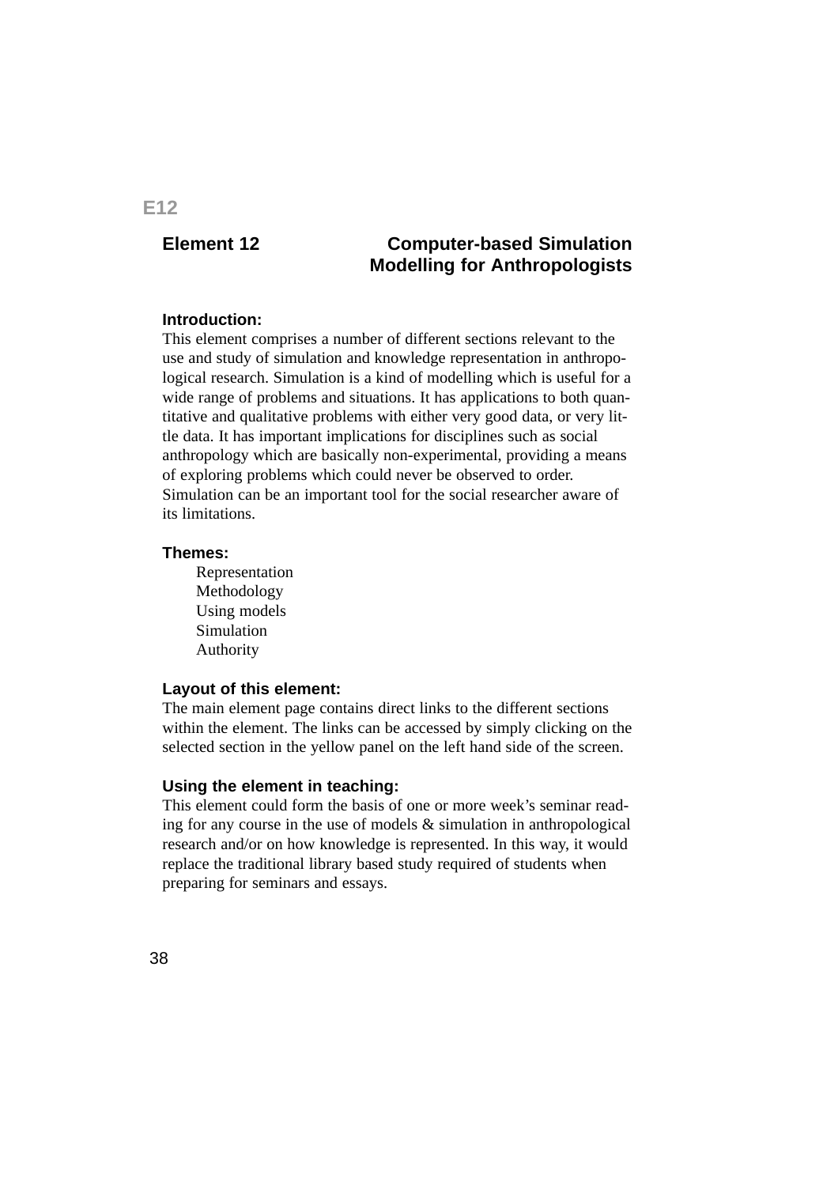E12

## Element 12 — Computer-based Simulation Modelling for Anthropologists

**Introduction:**
This element comprises a number of different sections relevant to the use and study of simulation and knowledge representation in anthropological research. Simulation is a kind of modelling which is useful for a wide range of problems and situations. It has applications to both quantitative and qualitative problems with either very good data, or very little data. It has important implications for disciplines such as social anthropology which are basically non-experimental, providing a means of exploring problems which could never be observed to order. Simulation can be an important tool for the social researcher aware of its limitations.

**Themes:**

- Representation
- Methodology
- Using models
- Simulation
- Authority

**Layout of this element:**
The main element page contains direct links to the different sections within the element. The links can be accessed by simply clicking on the selected section in the yellow panel on the left hand side of the screen.

**Using the element in teaching:**
This element could form the basis of one or more week's seminar reading for any course in the use of models & simulation in anthropological research and/or on how knowledge is represented. In this way, it would replace the traditional library based study required of students when preparing for seminars and essays.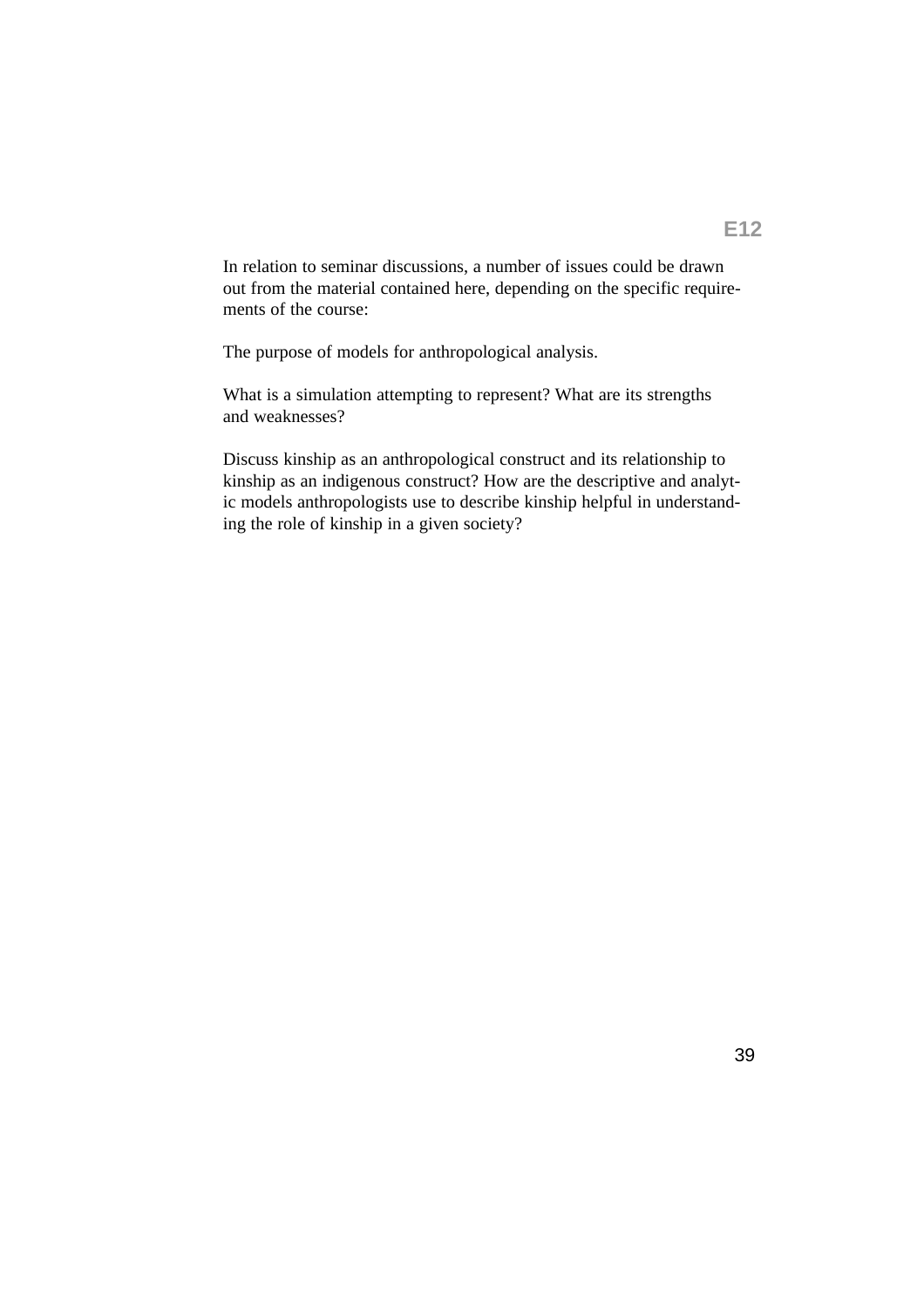## E12

In relation to seminar discussions, a number of issues could be drawn out from the material contained here, depending on the specific requirements of the course:

The purpose of models for anthropological analysis.

What is a simulation attempting to represent? What are its strengths and weaknesses?

Discuss kinship as an anthropological construct and its relationship to kinship as an indigenous construct? How are the descriptive and analytic models anthropologists use to describe kinship helpful in understanding the role of kinship in a given society?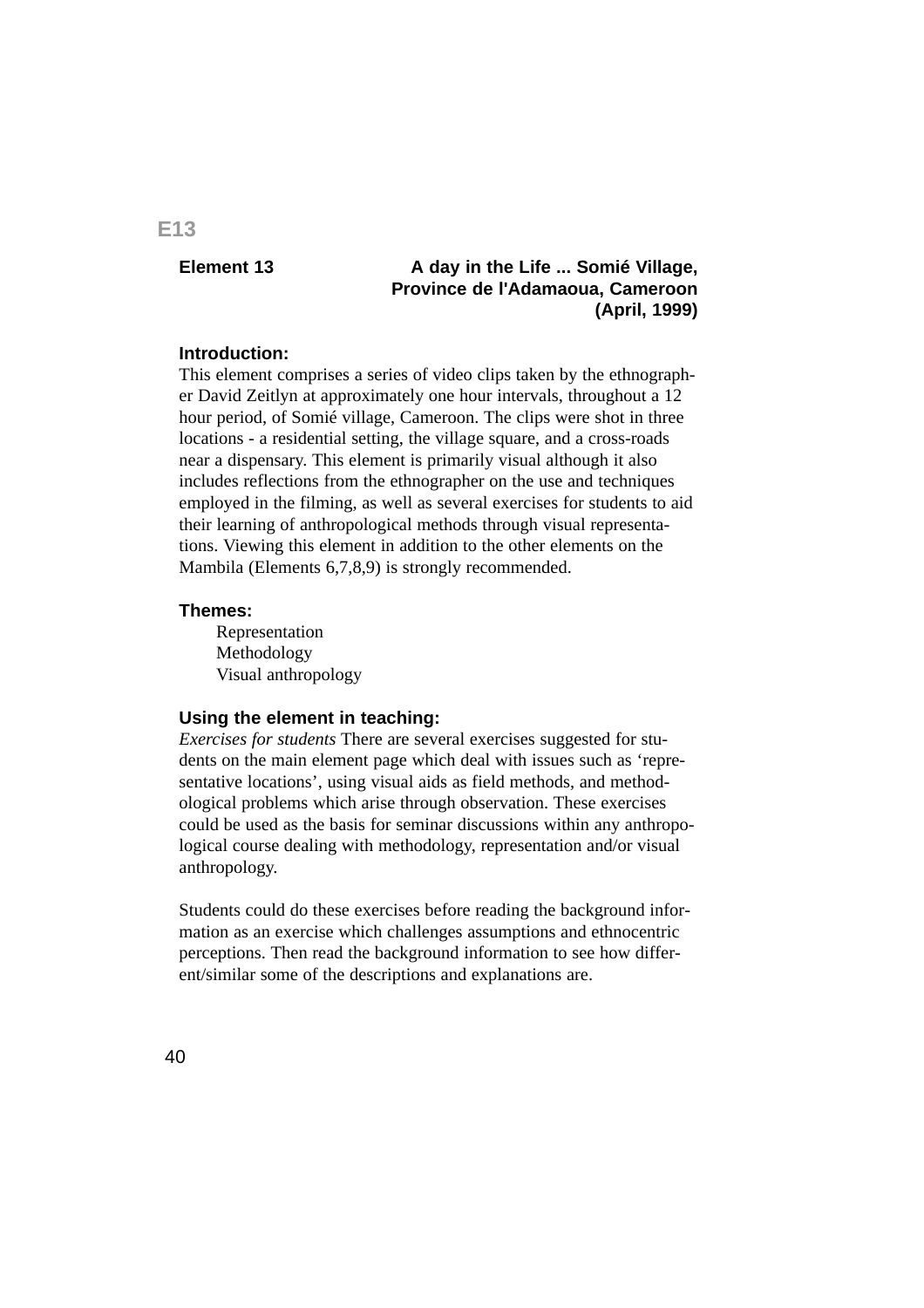# E13

## Element 13 — A day in the Life ... Somié Village, Province de l'Adamaoua, Cameroon (April, 1999)

### Introduction:

This element comprises a series of video clips taken by the ethnographer David Zeitlyn at approximately one hour intervals, throughout a 12 hour period, of Somié village, Cameroon. The clips were shot in three locations - a residential setting, the village square, and a cross-roads near a dispensary. This element is primarily visual although it also includes reflections from the ethnographer on the use and techniques employed in the filming, as well as several exercises for students to aid their learning of anthropological methods through visual representations. Viewing this element in addition to the other elements on the Mambila (Elements 6,7,8,9) is strongly recommended.

### Themes:

- Representation
- Methodology
- Visual anthropology

### Using the element in teaching:

*Exercises for students* There are several exercises suggested for students on the main element page which deal with issues such as 'representative locations', using visual aids as field methods, and methodological problems which arise through observation. These exercises could be used as the basis for seminar discussions within any anthropological course dealing with methodology, representation and/or visual anthropology.

Students could do these exercises before reading the background information as an exercise which challenges assumptions and ethnocentric perceptions. Then read the background information to see how different/similar some of the descriptions and explanations are.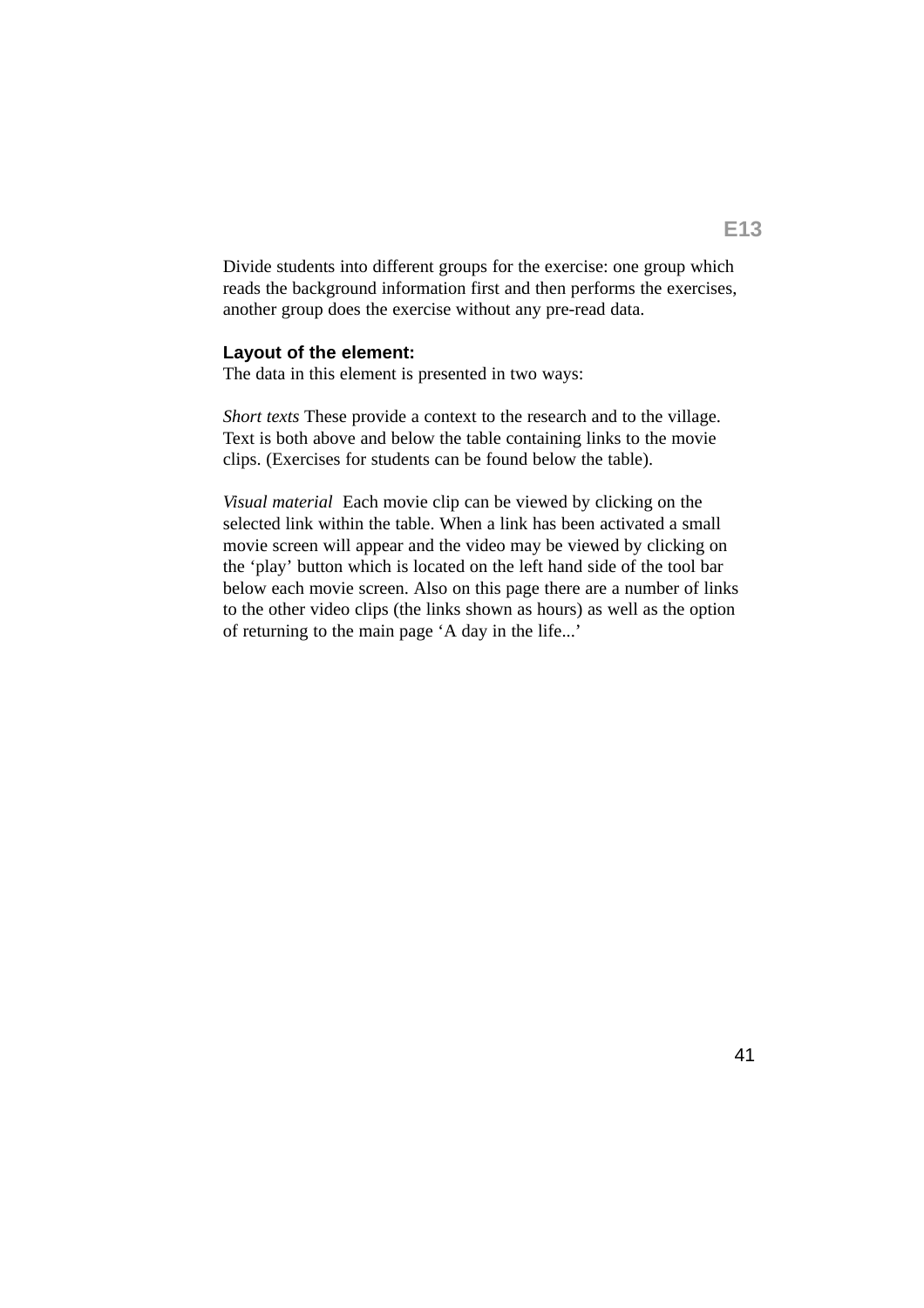Divide students into different groups for the exercise: one group which reads the background information first and then performs the exercises, another group does the exercise without any pre-read data.

**Layout of the element:**

The data in this element is presented in two ways:

*Short texts* These provide a context to the research and to the village. Text is both above and below the table containing links to the movie clips. (Exercises for students can be found below the table).

*Visual material* Each movie clip can be viewed by clicking on the selected link within the table. When a link has been activated a small movie screen will appear and the video may be viewed by clicking on the 'play' button which is located on the left hand side of the tool bar below each movie screen. Also on this page there are a number of links to the other video clips (the links shown as hours) as well as the option of returning to the main page 'A day in the life...'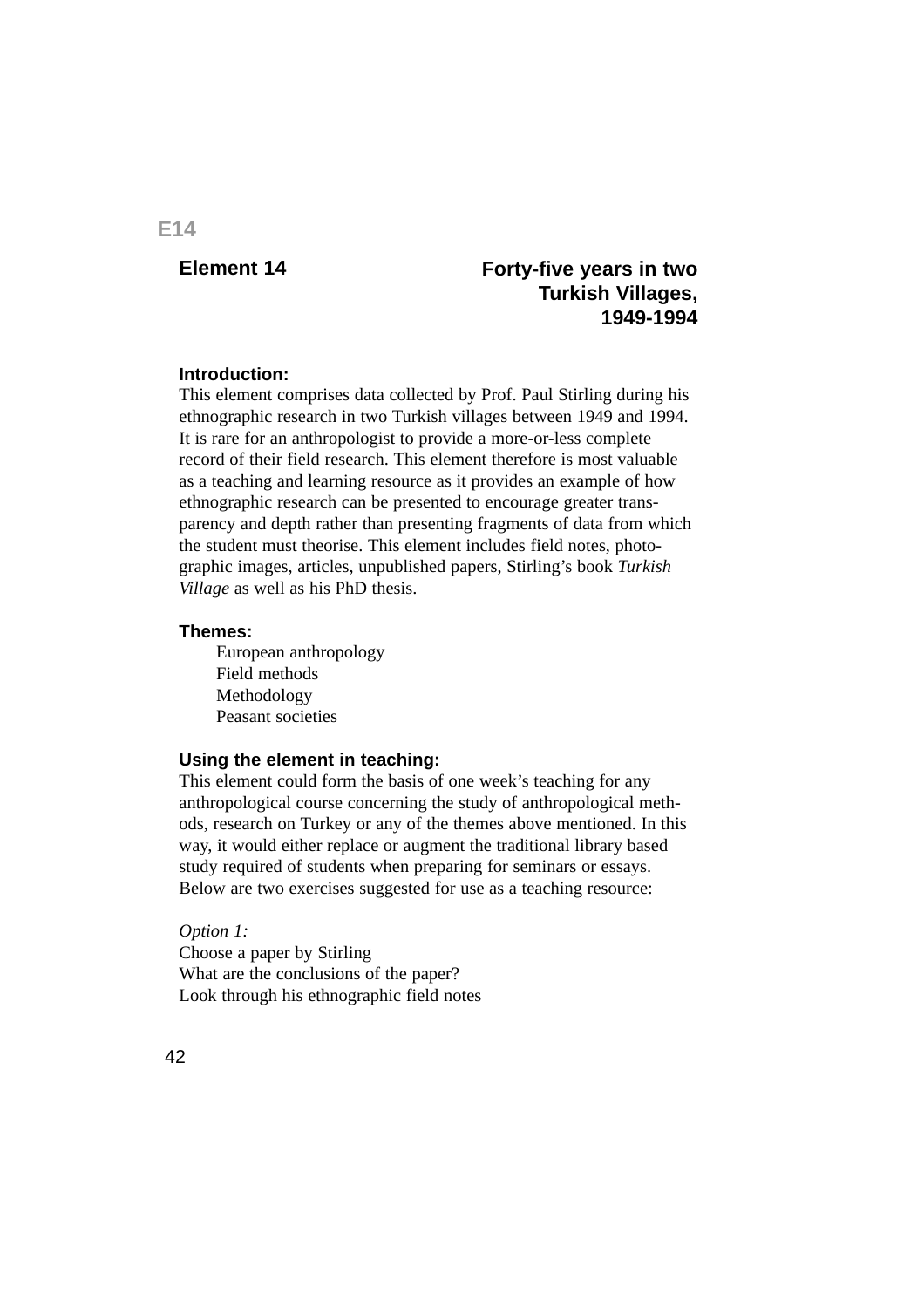E14

## Element 14

## Forty-five years in two Turkish Villages, 1949-1994

### Introduction:

This element comprises data collected by Prof. Paul Stirling during his ethnographic research in two Turkish villages between 1949 and 1994. It is rare for an anthropologist to provide a more-or-less complete record of their field research. This element therefore is most valuable as a teaching and learning resource as it provides an example of how ethnographic research can be presented to encourage greater transparency and depth rather than presenting fragments of data from which the student must theorise. This element includes field notes, photographic images, articles, unpublished papers, Stirling's book *Turkish Village* as well as his PhD thesis.

### Themes:

- European anthropology
- Field methods
- Methodology
- Peasant societies

### Using the element in teaching:

This element could form the basis of one week's teaching for any anthropological course concerning the study of anthropological methods, research on Turkey or any of the themes above mentioned. In this way, it would either replace or augment the traditional library based study required of students when preparing for seminars or essays. Below are two exercises suggested for use as a teaching resource:

*Option 1:*
Choose a paper by Stirling
What are the conclusions of the paper?
Look through his ethnographic field notes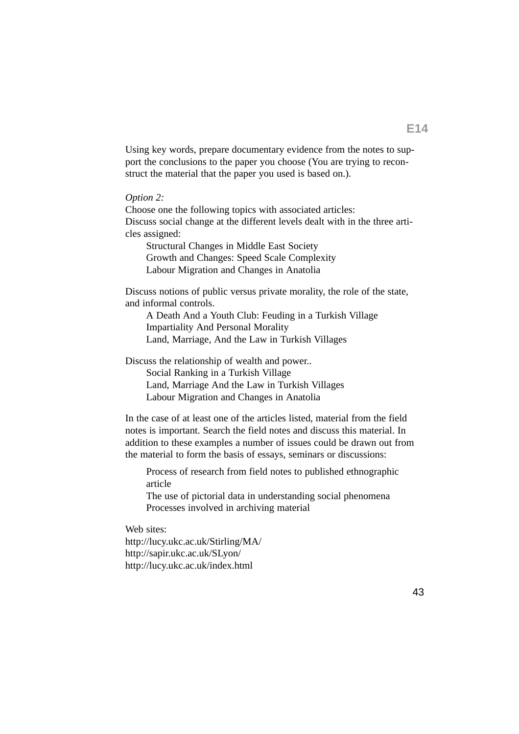Using key words, prepare documentary evidence from the notes to support the conclusions to the paper you choose (You are trying to reconstruct the material that the paper you used is based on.).

*Option 2:*

Choose one the following topics with associated articles:

Discuss social change at the different levels dealt with in the three articles assigned:

- Structural Changes in Middle East Society
- Growth and Changes: Speed Scale Complexity
- Labour Migration and Changes in Anatolia

Discuss notions of public versus private morality, the role of the state, and informal controls.

- A Death And a Youth Club: Feuding in a Turkish Village
- Impartiality And Personal Morality
- Land, Marriage, And the Law in Turkish Villages

Discuss the relationship of wealth and power..

- Social Ranking in a Turkish Village
- Land, Marriage And the Law in Turkish Villages
- Labour Migration and Changes in Anatolia

In the case of at least one of the articles listed, material from the field notes is important. Search the field notes and discuss this material. In addition to these examples a number of issues could be drawn out from the material to form the basis of essays, seminars or discussions:

- Process of research from field notes to published ethnographic article
- The use of pictorial data in understanding social phenomena
- Processes involved in archiving material

Web sites:
http://lucy.ukc.ac.uk/Stirling/MA/
http://sapir.ukc.ac.uk/SLyon/
http://lucy.ukc.ac.uk/index.html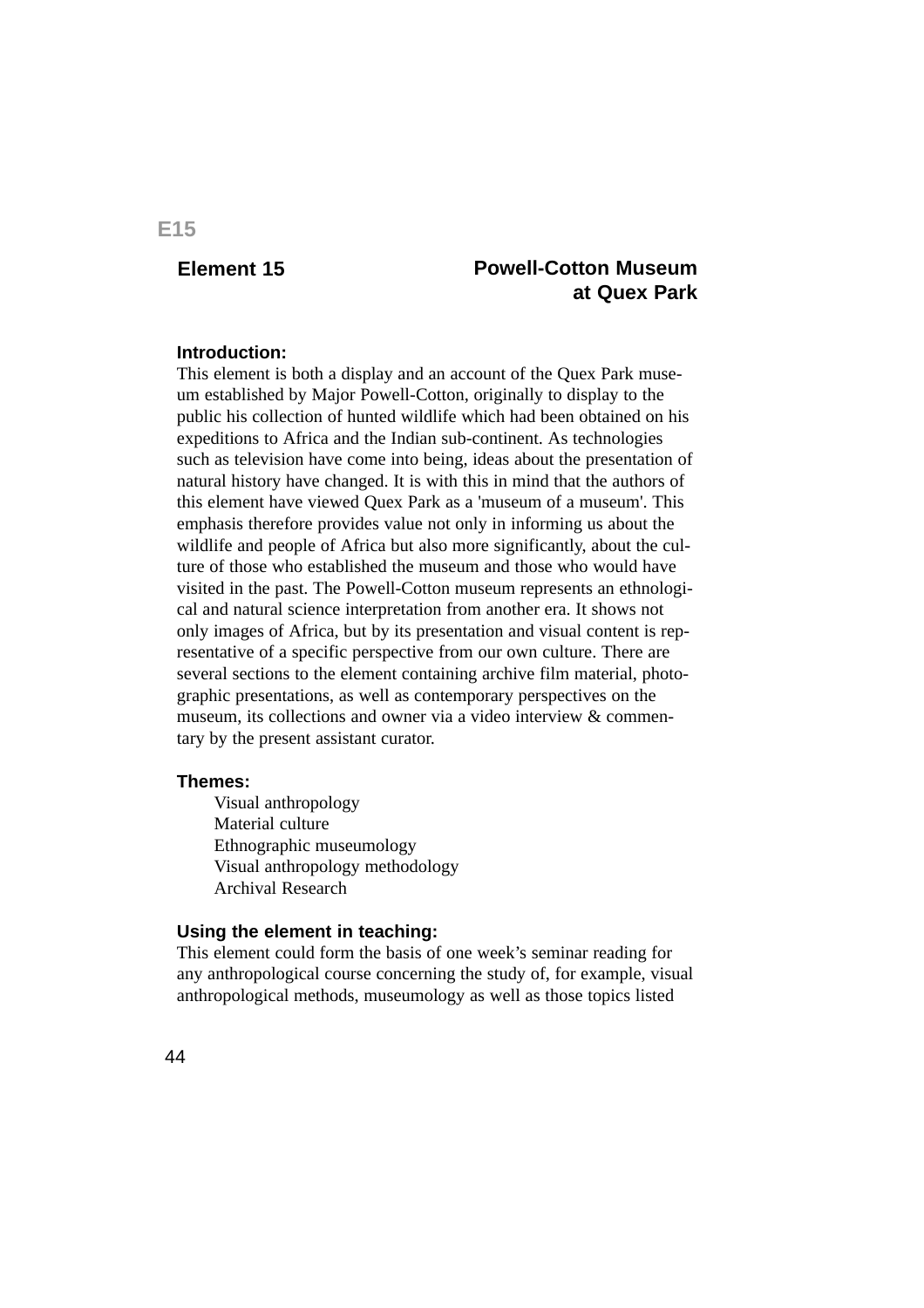E15

## Element 15 — Powell-Cotton Museum at Quex Park

**Introduction:**

This element is both a display and an account of the Quex Park museum established by Major Powell-Cotton, originally to display to the public his collection of hunted wildlife which had been obtained on his expeditions to Africa and the Indian sub-continent. As technologies such as television have come into being, ideas about the presentation of natural history have changed. It is with this in mind that the authors of this element have viewed Quex Park as a 'museum of a museum'. This emphasis therefore provides value not only in informing us about the wildlife and people of Africa but also more significantly, about the culture of those who established the museum and those who would have visited in the past. The Powell-Cotton museum represents an ethnological and natural science interpretation from another era. It shows not only images of Africa, but by its presentation and visual content is representative of a specific perspective from our own culture. There are several sections to the element containing archive film material, photographic presentations, as well as contemporary perspectives on the museum, its collections and owner via a video interview & commentary by the present assistant curator.

**Themes:**

- Visual anthropology
- Material culture
- Ethnographic museumology
- Visual anthropology methodology
- Archival Research

**Using the element in teaching:**

This element could form the basis of one week's seminar reading for any anthropological course concerning the study of, for example, visual anthropological methods, museumology as well as those topics listed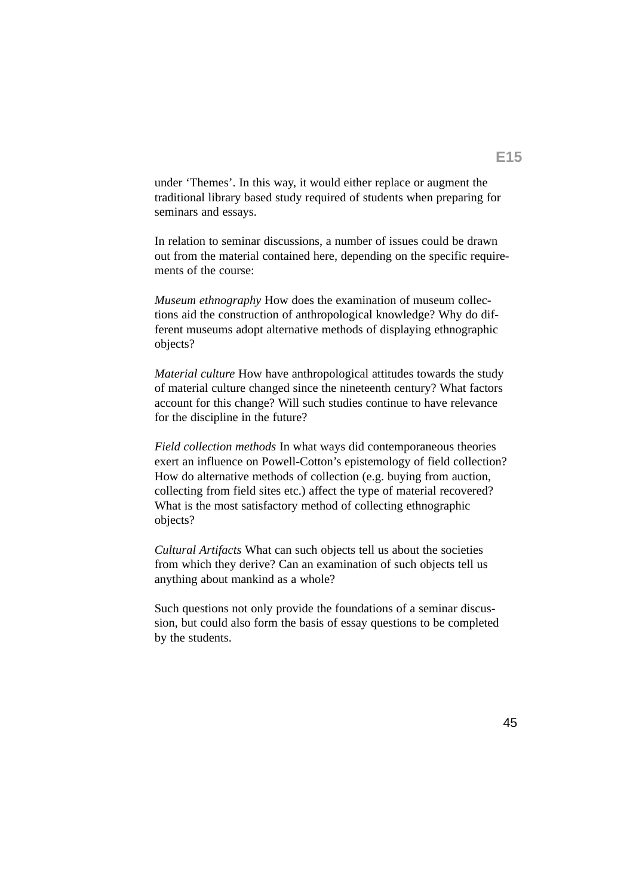under 'Themes'. In this way, it would either replace or augment the traditional library based study required of students when preparing for seminars and essays.

In relation to seminar discussions, a number of issues could be drawn out from the material contained here, depending on the specific requirements of the course:

*Museum ethnography* How does the examination of museum collections aid the construction of anthropological knowledge? Why do different museums adopt alternative methods of displaying ethnographic objects?

*Material culture* How have anthropological attitudes towards the study of material culture changed since the nineteenth century? What factors account for this change? Will such studies continue to have relevance for the discipline in the future?

*Field collection methods* In what ways did contemporaneous theories exert an influence on Powell-Cotton's epistemology of field collection? How do alternative methods of collection (e.g. buying from auction, collecting from field sites etc.) affect the type of material recovered? What is the most satisfactory method of collecting ethnographic objects?

*Cultural Artifacts* What can such objects tell us about the societies from which they derive? Can an examination of such objects tell us anything about mankind as a whole?

Such questions not only provide the foundations of a seminar discussion, but could also form the basis of essay questions to be completed by the students.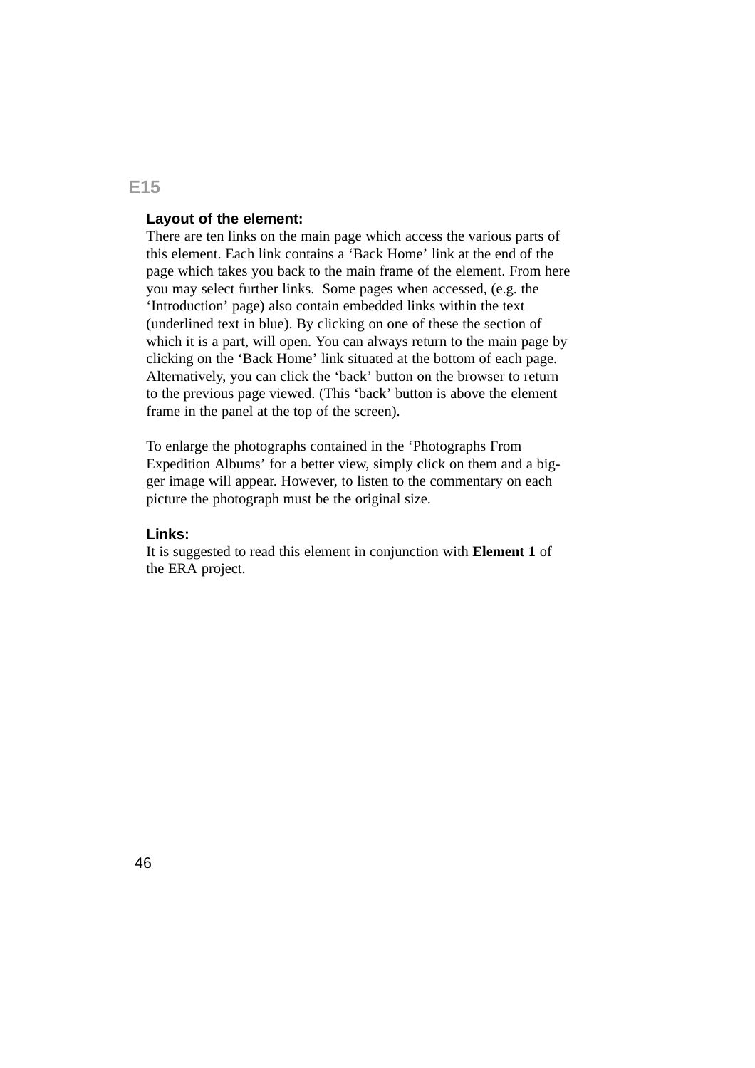## E15

### Layout of the element:

There are ten links on the main page which access the various parts of this element. Each link contains a 'Back Home' link at the end of the page which takes you back to the main frame of the element. From here you may select further links. Some pages when accessed, (e.g. the 'Introduction' page) also contain embedded links within the text (underlined text in blue). By clicking on one of these the section of which it is a part, will open. You can always return to the main page by clicking on the 'Back Home' link situated at the bottom of each page. Alternatively, you can click the 'back' button on the browser to return to the previous page viewed. (This 'back' button is above the element frame in the panel at the top of the screen).

To enlarge the photographs contained in the 'Photographs From Expedition Albums' for a better view, simply click on them and a bigger image will appear. However, to listen to the commentary on each picture the photograph must be the original size.

### Links:

It is suggested to read this element in conjunction with **Element 1** of the ERA project.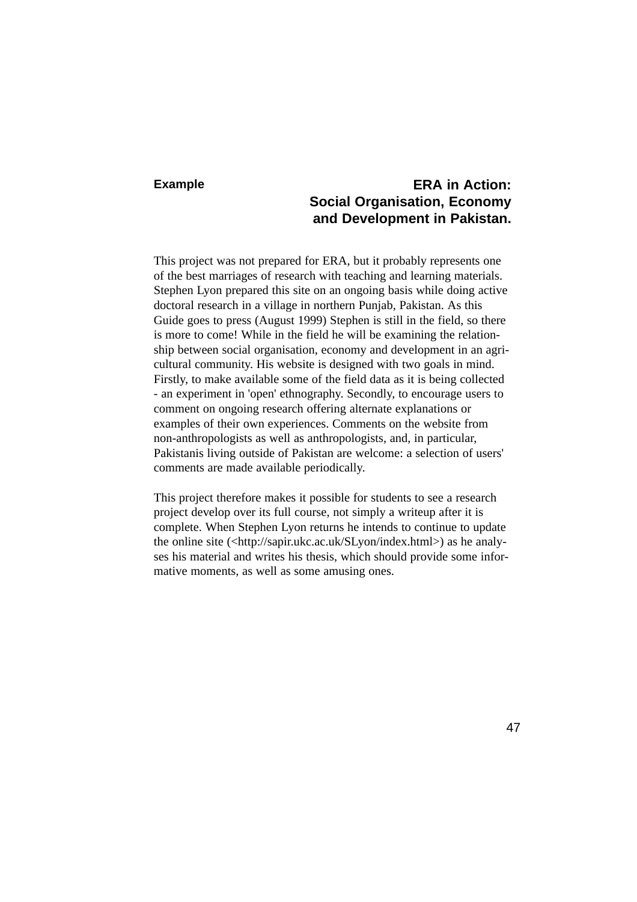**Example**

## ERA in Action: Social Organisation, Economy and Development in Pakistan.

This project was not prepared for ERA, but it probably represents one of the best marriages of research with teaching and learning materials. Stephen Lyon prepared this site on an ongoing basis while doing active doctoral research in a village in northern Punjab, Pakistan. As this Guide goes to press (August 1999) Stephen is still in the field, so there is more to come! While in the field he will be examining the relationship between social organisation, economy and development in an agricultural community. His website is designed with two goals in mind. Firstly, to make available some of the field data as it is being collected - an experiment in 'open' ethnography. Secondly, to encourage users to comment on ongoing research offering alternate explanations or examples of their own experiences. Comments on the website from non-anthropologists as well as anthropologists, and, in particular, Pakistanis living outside of Pakistan are welcome: a selection of users' comments are made available periodically.

This project therefore makes it possible for students to see a research project develop over its full course, not simply a writeup after it is complete. When Stephen Lyon returns he intends to continue to update the online site (<http://sapir.ukc.ac.uk/SLyon/index.html>) as he analyses his material and writes his thesis, which should provide some informative moments, as well as some amusing ones.